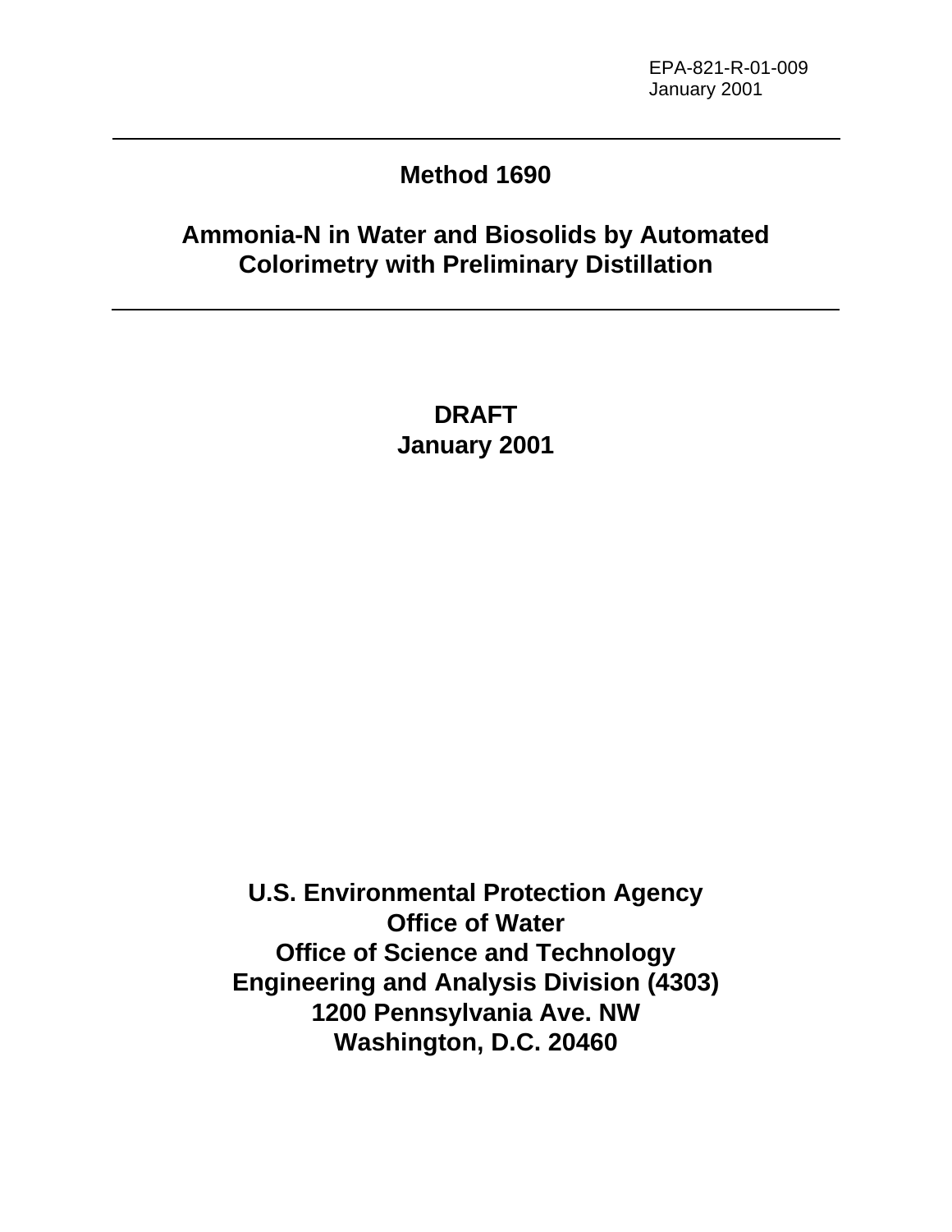EPA-821-R-01-009
January 2001

# Method 1690

## Ammonia-N in Water and Biosolids by Automated Colorimetry with Preliminary Distillation

**DRAFT**
**January 2001**

**U.S. Environmental Protection Agency**
**Office of Water**
**Office of Science and Technology**
**Engineering and Analysis Division (4303)**
**1200 Pennsylvania Ave. NW**
**Washington, D.C. 20460**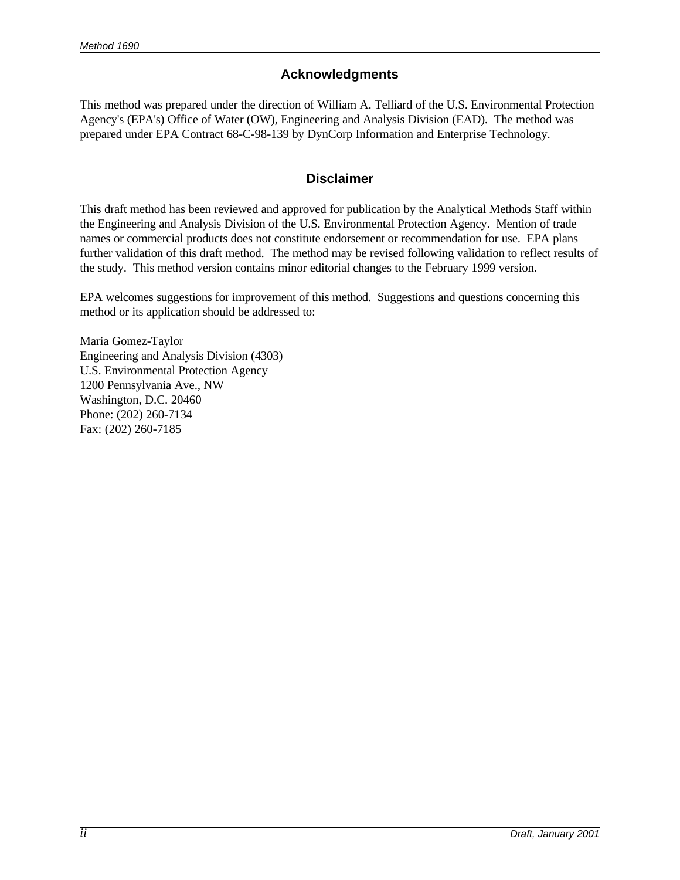## Acknowledgments

This method was prepared under the direction of William A. Telliard of the U.S. Environmental Protection Agency's (EPA's) Office of Water (OW), Engineering and Analysis Division (EAD). The method was prepared under EPA Contract 68-C-98-139 by DynCorp Information and Enterprise Technology.

## Disclaimer

This draft method has been reviewed and approved for publication by the Analytical Methods Staff within the Engineering and Analysis Division of the U.S. Environmental Protection Agency. Mention of trade names or commercial products does not constitute endorsement or recommendation for use. EPA plans further validation of this draft method. The method may be revised following validation to reflect results of the study. This method version contains minor editorial changes to the February 1999 version.

EPA welcomes suggestions for improvement of this method. Suggestions and questions concerning this method or its application should be addressed to:

Maria Gomez-Taylor
Engineering and Analysis Division (4303)
U.S. Environmental Protection Agency
1200 Pennsylvania Ave., NW
Washington, D.C. 20460
Phone: (202) 260-7134
Fax: (202) 260-7185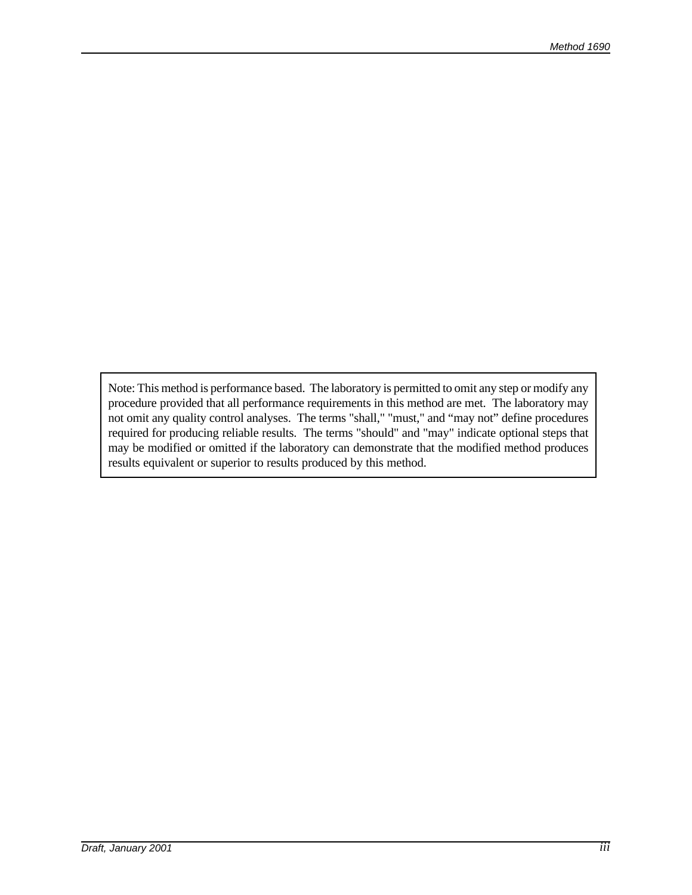> Note: This method is performance based. The laboratory is permitted to omit any step or modify any procedure provided that all performance requirements in this method are met. The laboratory may not omit any quality control analyses. The terms "shall," "must," and "may not" define procedures required for producing reliable results. The terms "should" and "may" indicate optional steps that may be modified or omitted if the laboratory can demonstrate that the modified method produces results equivalent or superior to results produced by this method.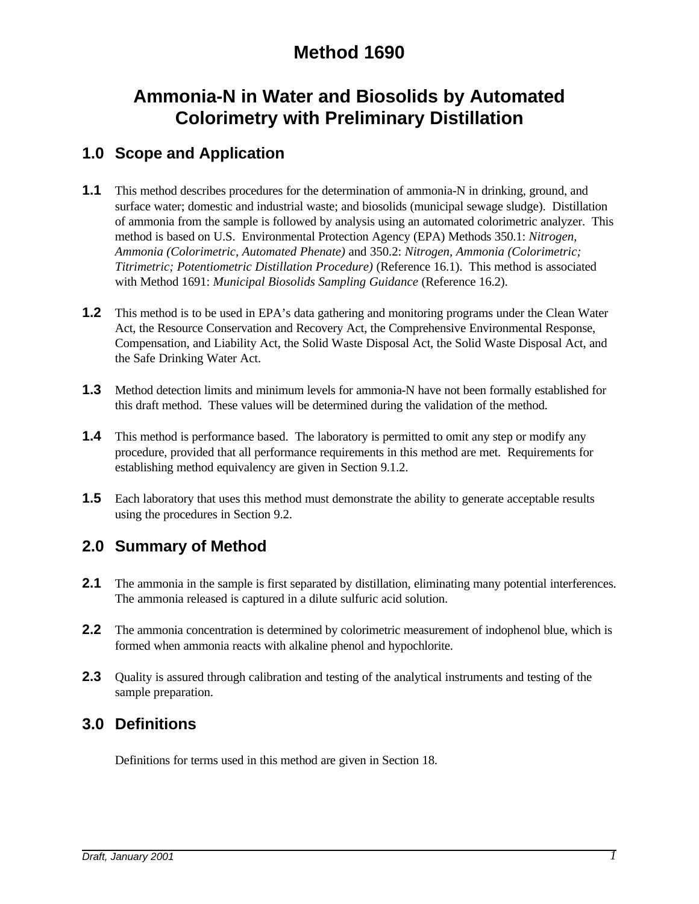# Method 1690

# Ammonia-N in Water and Biosolids by Automated Colorimetry with Preliminary Distillation

## 1.0 Scope and Application

**1.1** This method describes procedures for the determination of ammonia-N in drinking, ground, and surface water; domestic and industrial waste; and biosolids (municipal sewage sludge). Distillation of ammonia from the sample is followed by analysis using an automated colorimetric analyzer. This method is based on U.S. Environmental Protection Agency (EPA) Methods 350.1: *Nitrogen, Ammonia (Colorimetric, Automated Phenate)* and 350.2: *Nitrogen, Ammonia (Colorimetric; Titrimetric; Potentiometric Distillation Procedure)* (Reference 16.1). This method is associated with Method 1691: *Municipal Biosolids Sampling Guidance* (Reference 16.2).

**1.2** This method is to be used in EPA's data gathering and monitoring programs under the Clean Water Act, the Resource Conservation and Recovery Act, the Comprehensive Environmental Response, Compensation, and Liability Act, the Solid Waste Disposal Act, the Solid Waste Disposal Act, and the Safe Drinking Water Act.

**1.3** Method detection limits and minimum levels for ammonia-N have not been formally established for this draft method. These values will be determined during the validation of the method.

**1.4** This method is performance based. The laboratory is permitted to omit any step or modify any procedure, provided that all performance requirements in this method are met. Requirements for establishing method equivalency are given in Section 9.1.2.

**1.5** Each laboratory that uses this method must demonstrate the ability to generate acceptable results using the procedures in Section 9.2.

## 2.0 Summary of Method

**2.1** The ammonia in the sample is first separated by distillation, eliminating many potential interferences. The ammonia released is captured in a dilute sulfuric acid solution.

**2.2** The ammonia concentration is determined by colorimetric measurement of indophenol blue, which is formed when ammonia reacts with alkaline phenol and hypochlorite.

**2.3** Quality is assured through calibration and testing of the analytical instruments and testing of the sample preparation.

## 3.0 Definitions

Definitions for terms used in this method are given in Section 18.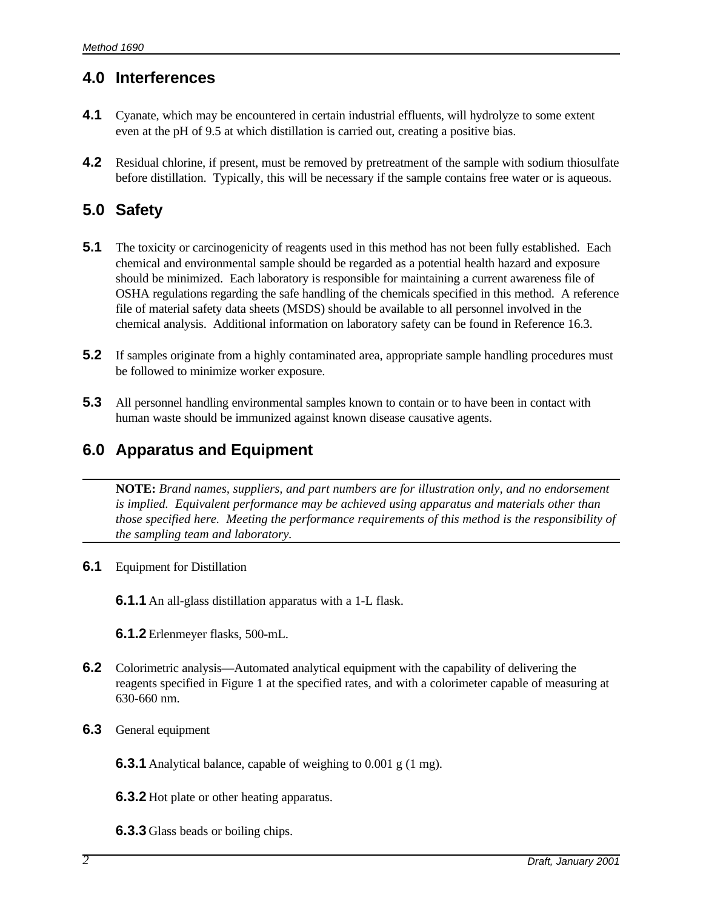## 4.0 Interferences

**4.1** Cyanate, which may be encountered in certain industrial effluents, will hydrolyze to some extent even at the pH of 9.5 at which distillation is carried out, creating a positive bias.

**4.2** Residual chlorine, if present, must be removed by pretreatment of the sample with sodium thiosulfate before distillation. Typically, this will be necessary if the sample contains free water or is aqueous.

## 5.0 Safety

**5.1** The toxicity or carcinogenicity of reagents used in this method has not been fully established. Each chemical and environmental sample should be regarded as a potential health hazard and exposure should be minimized. Each laboratory is responsible for maintaining a current awareness file of OSHA regulations regarding the safe handling of the chemicals specified in this method. A reference file of material safety data sheets (MSDS) should be available to all personnel involved in the chemical analysis. Additional information on laboratory safety can be found in Reference 16.3.

**5.2** If samples originate from a highly contaminated area, appropriate sample handling procedures must be followed to minimize worker exposure.

**5.3** All personnel handling environmental samples known to contain or to have been in contact with human waste should be immunized against known disease causative agents.

## 6.0 Apparatus and Equipment

---

**NOTE:** *Brand names, suppliers, and part numbers are for illustration only, and no endorsement is implied. Equivalent performance may be achieved using apparatus and materials other than those specified here. Meeting the performance requirements of this method is the responsibility of the sampling team and laboratory.*

---

**6.1** Equipment for Distillation

**6.1.1** An all-glass distillation apparatus with a 1-L flask.

**6.1.2** Erlenmeyer flasks, 500-mL.

**6.2** Colorimetric analysis—Automated analytical equipment with the capability of delivering the reagents specified in Figure 1 at the specified rates, and with a colorimeter capable of measuring at 630-660 nm.

**6.3** General equipment

**6.3.1** Analytical balance, capable of weighing to 0.001 g (1 mg).

**6.3.2** Hot plate or other heating apparatus.

**6.3.3** Glass beads or boiling chips.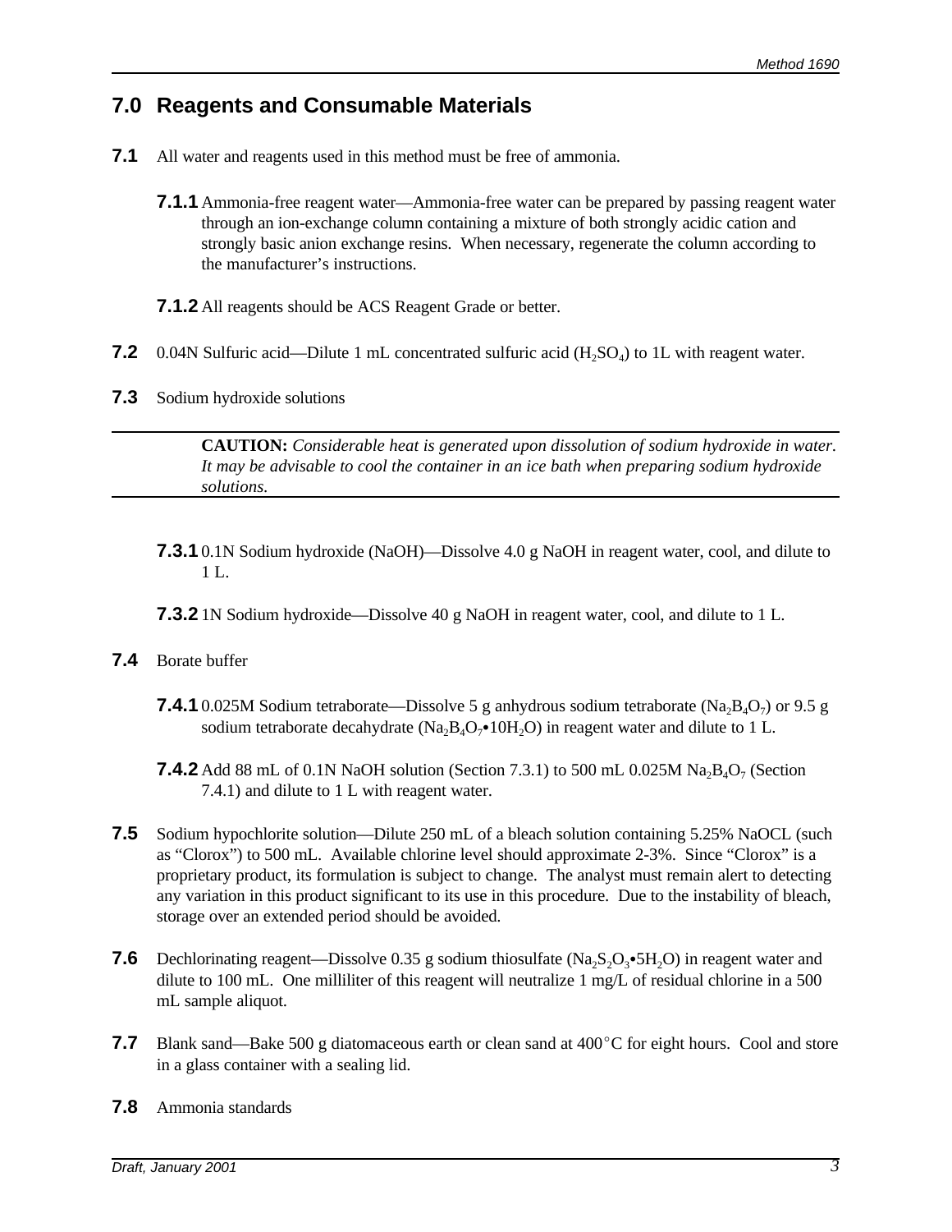## 7.0 Reagents and Consumable Materials

**7.1** All water and reagents used in this method must be free of ammonia.

**7.1.1** Ammonia-free reagent water—Ammonia-free water can be prepared by passing reagent water through an ion-exchange column containing a mixture of both strongly acidic cation and strongly basic anion exchange resins. When necessary, regenerate the column according to the manufacturer's instructions.

**7.1.2** All reagents should be ACS Reagent Grade or better.

**7.2** 0.04N Sulfuric acid—Dilute 1 mL concentrated sulfuric acid ($H_2SO_4$) to 1L with reagent water.

**7.3** Sodium hydroxide solutions

---

**CAUTION:** *Considerable heat is generated upon dissolution of sodium hydroxide in water. It may be advisable to cool the container in an ice bath when preparing sodium hydroxide solutions.*

---

**7.3.1** 0.1N Sodium hydroxide (NaOH)—Dissolve 4.0 g NaOH in reagent water, cool, and dilute to 1 L.

**7.3.2** 1N Sodium hydroxide—Dissolve 40 g NaOH in reagent water, cool, and dilute to 1 L.

**7.4** Borate buffer

**7.4.1** 0.025M Sodium tetraborate—Dissolve 5 g anhydrous sodium tetraborate ($Na_2B_4O_7$) or 9.5 g sodium tetraborate decahydrate ($Na_2B_4O_7 \bullet 10H_2O$) in reagent water and dilute to 1 L.

**7.4.2** Add 88 mL of 0.1N NaOH solution (Section 7.3.1) to 500 mL 0.025M $Na_2B_4O_7$ (Section 7.4.1) and dilute to 1 L with reagent water.

**7.5** Sodium hypochlorite solution—Dilute 250 mL of a bleach solution containing 5.25% NaOCL (such as "Clorox") to 500 mL. Available chlorine level should approximate 2-3%. Since "Clorox" is a proprietary product, its formulation is subject to change. The analyst must remain alert to detecting any variation in this product significant to its use in this procedure. Due to the instability of bleach, storage over an extended period should be avoided.

**7.6** Dechlorinating reagent—Dissolve 0.35 g sodium thiosulfate ($Na_2S_2O_3 \bullet 5H_2O$) in reagent water and dilute to 100 mL. One milliliter of this reagent will neutralize 1 mg/L of residual chlorine in a 500 mL sample aliquot.

**7.7** Blank sand—Bake 500 g diatomaceous earth or clean sand at 400°C for eight hours. Cool and store in a glass container with a sealing lid.

**7.8** Ammonia standards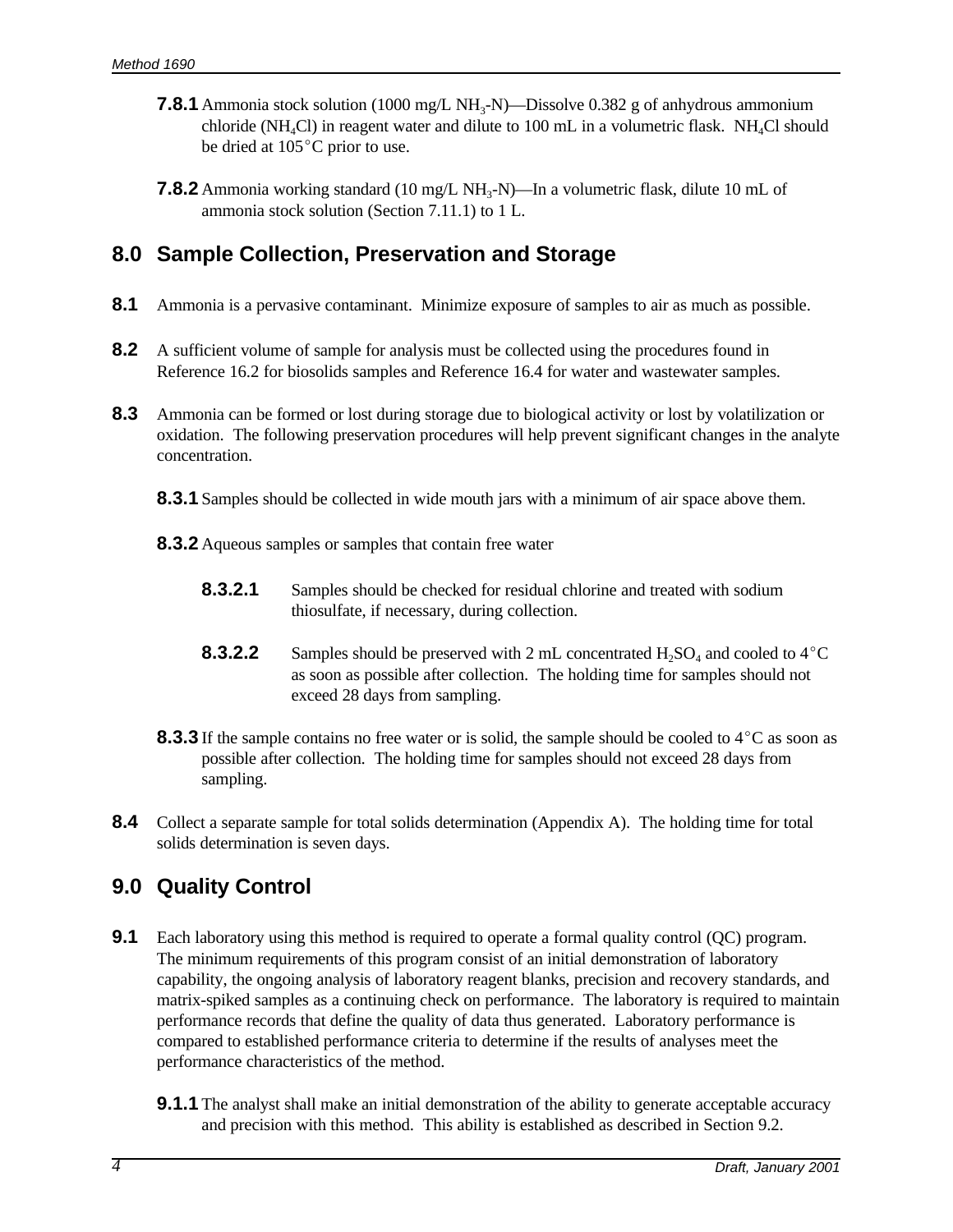**7.8.1** Ammonia stock solution (1000 mg/L $NH_3$-N)—Dissolve 0.382 g of anhydrous ammonium chloride ($NH_4Cl$) in reagent water and dilute to 100 mL in a volumetric flask. $NH_4Cl$ should be dried at 105°C prior to use.

**7.8.2** Ammonia working standard (10 mg/L $NH_3$-N)—In a volumetric flask, dilute 10 mL of ammonia stock solution (Section 7.11.1) to 1 L.

## 8.0 Sample Collection, Preservation and Storage

**8.1** Ammonia is a pervasive contaminant. Minimize exposure of samples to air as much as possible.

**8.2** A sufficient volume of sample for analysis must be collected using the procedures found in Reference 16.2 for biosolids samples and Reference 16.4 for water and wastewater samples.

**8.3** Ammonia can be formed or lost during storage due to biological activity or lost by volatilization or oxidation. The following preservation procedures will help prevent significant changes in the analyte concentration.

**8.3.1** Samples should be collected in wide mouth jars with a minimum of air space above them.

**8.3.2** Aqueous samples or samples that contain free water

**8.3.2.1** Samples should be checked for residual chlorine and treated with sodium thiosulfate, if necessary, during collection.

**8.3.2.2** Samples should be preserved with 2 mL concentrated $H_2SO_4$ and cooled to 4°C as soon as possible after collection. The holding time for samples should not exceed 28 days from sampling.

**8.3.3** If the sample contains no free water or is solid, the sample should be cooled to 4°C as soon as possible after collection. The holding time for samples should not exceed 28 days from sampling.

**8.4** Collect a separate sample for total solids determination (Appendix A). The holding time for total solids determination is seven days.

## 9.0 Quality Control

**9.1** Each laboratory using this method is required to operate a formal quality control (QC) program. The minimum requirements of this program consist of an initial demonstration of laboratory capability, the ongoing analysis of laboratory reagent blanks, precision and recovery standards, and matrix-spiked samples as a continuing check on performance. The laboratory is required to maintain performance records that define the quality of data thus generated. Laboratory performance is compared to established performance criteria to determine if the results of analyses meet the performance characteristics of the method.

**9.1.1** The analyst shall make an initial demonstration of the ability to generate acceptable accuracy and precision with this method. This ability is established as described in Section 9.2.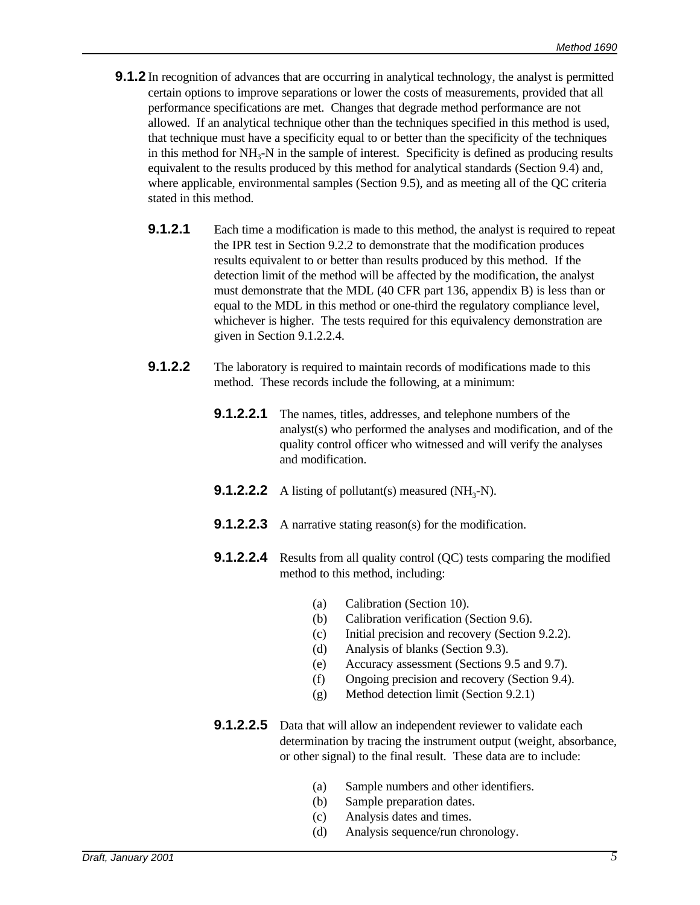**9.1.2** In recognition of advances that are occurring in analytical technology, the analyst is permitted certain options to improve separations or lower the costs of measurements, provided that all performance specifications are met. Changes that degrade method performance are not allowed. If an analytical technique other than the techniques specified in this method is used, that technique must have a specificity equal to or better than the specificity of the techniques in this method for $NH_3$-N in the sample of interest. Specificity is defined as producing results equivalent to the results produced by this method for analytical standards (Section 9.4) and, where applicable, environmental samples (Section 9.5), and as meeting all of the QC criteria stated in this method.

**9.1.2.1** Each time a modification is made to this method, the analyst is required to repeat the IPR test in Section 9.2.2 to demonstrate that the modification produces results equivalent to or better than results produced by this method. If the detection limit of the method will be affected by the modification, the analyst must demonstrate that the MDL (40 CFR part 136, appendix B) is less than or equal to the MDL in this method or one-third the regulatory compliance level, whichever is higher. The tests required for this equivalency demonstration are given in Section 9.1.2.2.4.

**9.1.2.2** The laboratory is required to maintain records of modifications made to this method. These records include the following, at a minimum:

**9.1.2.2.1** The names, titles, addresses, and telephone numbers of the analyst(s) who performed the analyses and modification, and of the quality control officer who witnessed and will verify the analyses and modification.

**9.1.2.2.2** A listing of pollutant(s) measured ($NH_3$-N).

**9.1.2.2.3** A narrative stating reason(s) for the modification.

**9.1.2.2.4** Results from all quality control (QC) tests comparing the modified method to this method, including:

(a) Calibration (Section 10).
(b) Calibration verification (Section 9.6).
(c) Initial precision and recovery (Section 9.2.2).
(d) Analysis of blanks (Section 9.3).
(e) Accuracy assessment (Sections 9.5 and 9.7).
(f) Ongoing precision and recovery (Section 9.4).
(g) Method detection limit (Section 9.2.1)

**9.1.2.2.5** Data that will allow an independent reviewer to validate each determination by tracing the instrument output (weight, absorbance, or other signal) to the final result. These data are to include:

(a) Sample numbers and other identifiers.
(b) Sample preparation dates.
(c) Analysis dates and times.
(d) Analysis sequence/run chronology.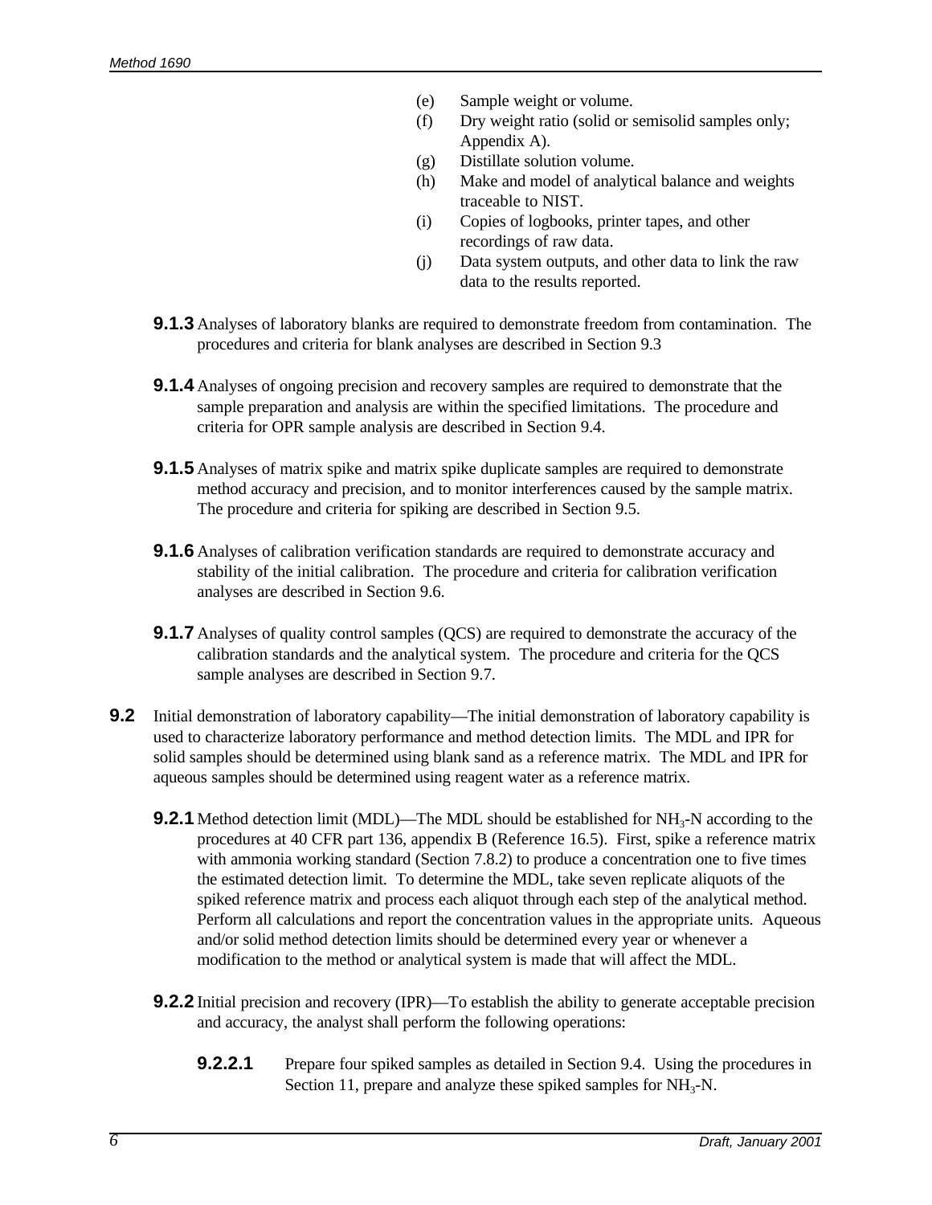(e) Sample weight or volume.
(f) Dry weight ratio (solid or semisolid samples only; Appendix A).
(g) Distillate solution volume.
(h) Make and model of analytical balance and weights traceable to NIST.
(i) Copies of logbooks, printer tapes, and other recordings of raw data.
(j) Data system outputs, and other data to link the raw data to the results reported.

**9.1.3** Analyses of laboratory blanks are required to demonstrate freedom from contamination. The procedures and criteria for blank analyses are described in Section 9.3

**9.1.4** Analyses of ongoing precision and recovery samples are required to demonstrate that the sample preparation and analysis are within the specified limitations. The procedure and criteria for OPR sample analysis are described in Section 9.4.

**9.1.5** Analyses of matrix spike and matrix spike duplicate samples are required to demonstrate method accuracy and precision, and to monitor interferences caused by the sample matrix. The procedure and criteria for spiking are described in Section 9.5.

**9.1.6** Analyses of calibration verification standards are required to demonstrate accuracy and stability of the initial calibration. The procedure and criteria for calibration verification analyses are described in Section 9.6.

**9.1.7** Analyses of quality control samples (QCS) are required to demonstrate the accuracy of the calibration standards and the analytical system. The procedure and criteria for the QCS sample analyses are described in Section 9.7.

**9.2** Initial demonstration of laboratory capability—The initial demonstration of laboratory capability is used to characterize laboratory performance and method detection limits. The MDL and IPR for solid samples should be determined using blank sand as a reference matrix. The MDL and IPR for aqueous samples should be determined using reagent water as a reference matrix.

**9.2.1** Method detection limit (MDL)—The MDL should be established for $NH_3$-N according to the procedures at 40 CFR part 136, appendix B (Reference 16.5). First, spike a reference matrix with ammonia working standard (Section 7.8.2) to produce a concentration one to five times the estimated detection limit. To determine the MDL, take seven replicate aliquots of the spiked reference matrix and process each aliquot through each step of the analytical method. Perform all calculations and report the concentration values in the appropriate units. Aqueous and/or solid method detection limits should be determined every year or whenever a modification to the method or analytical system is made that will affect the MDL.

**9.2.2** Initial precision and recovery (IPR)—To establish the ability to generate acceptable precision and accuracy, the analyst shall perform the following operations:

**9.2.2.1** Prepare four spiked samples as detailed in Section 9.4. Using the procedures in Section 11, prepare and analyze these spiked samples for $NH_3$-N.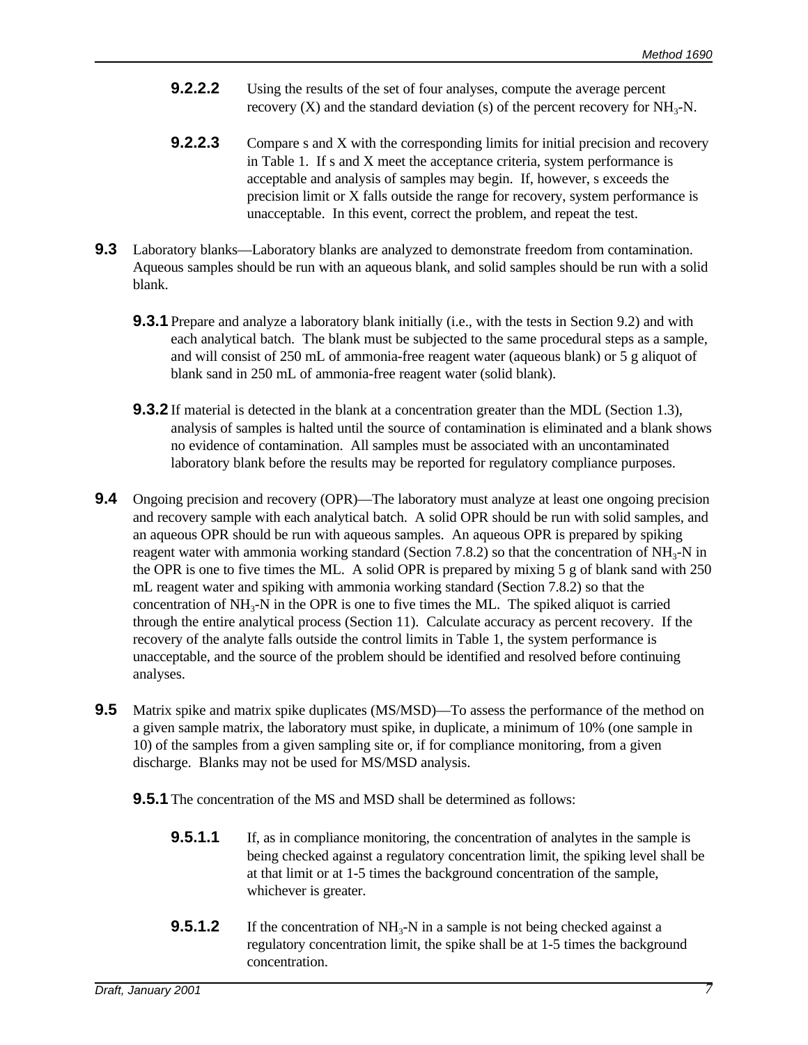**9.2.2.2** Using the results of the set of four analyses, compute the average percent recovery (X) and the standard deviation (s) of the percent recovery for $NH_3$-N.

**9.2.2.3** Compare s and X with the corresponding limits for initial precision and recovery in Table 1. If s and X meet the acceptance criteria, system performance is acceptable and analysis of samples may begin. If, however, s exceeds the precision limit or X falls outside the range for recovery, system performance is unacceptable. In this event, correct the problem, and repeat the test.

**9.3** Laboratory blanks—Laboratory blanks are analyzed to demonstrate freedom from contamination. Aqueous samples should be run with an aqueous blank, and solid samples should be run with a solid blank.

**9.3.1** Prepare and analyze a laboratory blank initially (i.e., with the tests in Section 9.2) and with each analytical batch. The blank must be subjected to the same procedural steps as a sample, and will consist of 250 mL of ammonia-free reagent water (aqueous blank) or 5 g aliquot of blank sand in 250 mL of ammonia-free reagent water (solid blank).

**9.3.2** If material is detected in the blank at a concentration greater than the MDL (Section 1.3), analysis of samples is halted until the source of contamination is eliminated and a blank shows no evidence of contamination. All samples must be associated with an uncontaminated laboratory blank before the results may be reported for regulatory compliance purposes.

**9.4** Ongoing precision and recovery (OPR)—The laboratory must analyze at least one ongoing precision and recovery sample with each analytical batch. A solid OPR should be run with solid samples, and an aqueous OPR should be run with aqueous samples. An aqueous OPR is prepared by spiking reagent water with ammonia working standard (Section 7.8.2) so that the concentration of $NH_3$-N in the OPR is one to five times the ML. A solid OPR is prepared by mixing 5 g of blank sand with 250 mL reagent water and spiking with ammonia working standard (Section 7.8.2) so that the concentration of $NH_3$-N in the OPR is one to five times the ML. The spiked aliquot is carried through the entire analytical process (Section 11). Calculate accuracy as percent recovery. If the recovery of the analyte falls outside the control limits in Table 1, the system performance is unacceptable, and the source of the problem should be identified and resolved before continuing analyses.

**9.5** Matrix spike and matrix spike duplicates (MS/MSD)—To assess the performance of the method on a given sample matrix, the laboratory must spike, in duplicate, a minimum of 10% (one sample in 10) of the samples from a given sampling site or, if for compliance monitoring, from a given discharge. Blanks may not be used for MS/MSD analysis.

**9.5.1** The concentration of the MS and MSD shall be determined as follows:

**9.5.1.1** If, as in compliance monitoring, the concentration of analytes in the sample is being checked against a regulatory concentration limit, the spiking level shall be at that limit or at 1-5 times the background concentration of the sample, whichever is greater.

**9.5.1.2** If the concentration of $NH_3$-N in a sample is not being checked against a regulatory concentration limit, the spike shall be at 1-5 times the background concentration.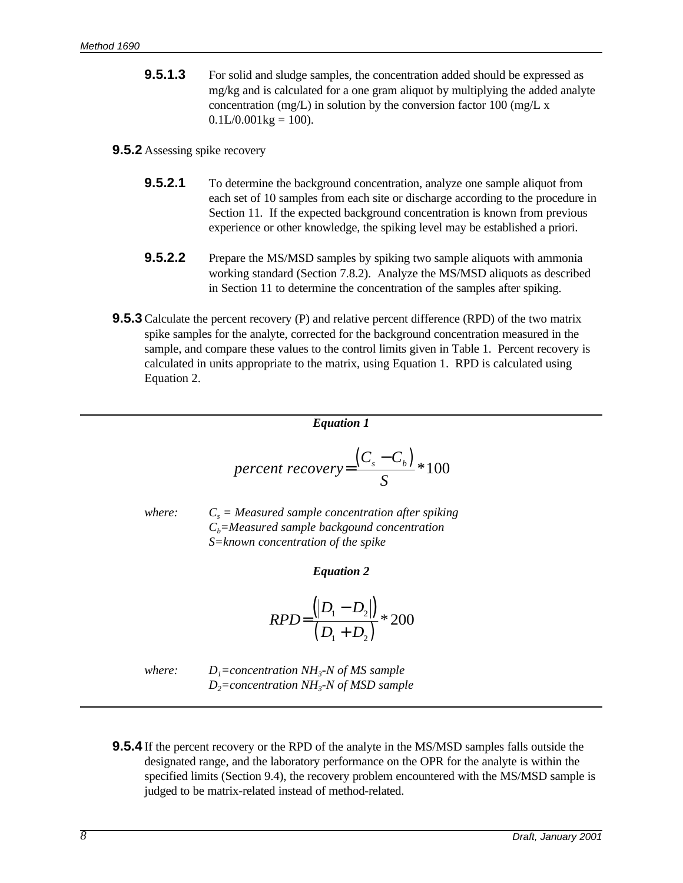**9.5.1.3** For solid and sludge samples, the concentration added should be expressed as mg/kg and is calculated for a one gram aliquot by multiplying the added analyte concentration (mg/L) in solution by the conversion factor 100 (mg/L x 0.1L/0.001kg = 100).

**9.5.2** Assessing spike recovery

**9.5.2.1** To determine the background concentration, analyze one sample aliquot from each set of 10 samples from each site or discharge according to the procedure in Section 11. If the expected background concentration is known from previous experience or other knowledge, the spiking level may be established a priori.

**9.5.2.2** Prepare the MS/MSD samples by spiking two sample aliquots with ammonia working standard (Section 7.8.2). Analyze the MS/MSD aliquots as described in Section 11 to determine the concentration of the samples after spiking.

**9.5.3** Calculate the percent recovery (P) and relative percent difference (RPD) of the two matrix spike samples for the analyte, corrected for the background concentration measured in the sample, and compare these values to the control limits given in Table 1. Percent recovery is calculated in units appropriate to the matrix, using Equation 1. RPD is calculated using Equation 2.

***Equation 1***

$$percent\ recovery = \frac{(C_s - C_b)}{S} * 100$$

*where:* $C_s$ = *Measured sample concentration after spiking*
$C_b$=*Measured sample backgound concentration*
*S=known concentration of the spike*

***Equation 2***

$$RPD = \frac{(|D_1 - D_2|)}{(D_1 + D_2)} * 200$$

*where:* $D_1$=*concentration* $NH_3$-*N of MS sample*
$D_2$=*concentration* $NH_3$-*N of MSD sample*

**9.5.4** If the percent recovery or the RPD of the analyte in the MS/MSD samples falls outside the designated range, and the laboratory performance on the OPR for the analyte is within the specified limits (Section 9.4), the recovery problem encountered with the MS/MSD sample is judged to be matrix-related instead of method-related.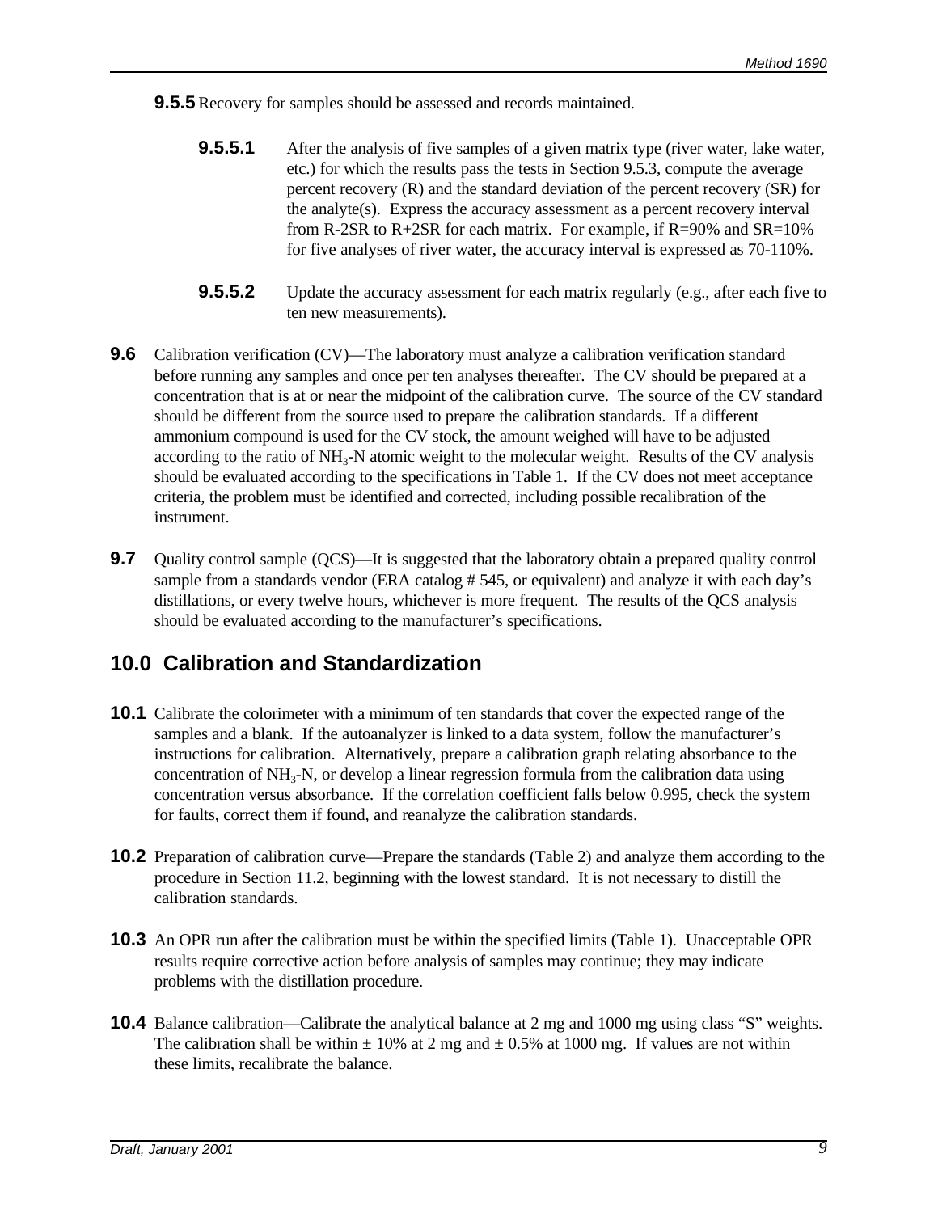**9.5.5** Recovery for samples should be assessed and records maintained.

**9.5.5.1** After the analysis of five samples of a given matrix type (river water, lake water, etc.) for which the results pass the tests in Section 9.5.3, compute the average percent recovery (R) and the standard deviation of the percent recovery (SR) for the analyte(s). Express the accuracy assessment as a percent recovery interval from R-2SR to R+2SR for each matrix. For example, if R=90% and SR=10% for five analyses of river water, the accuracy interval is expressed as 70-110%.

**9.5.5.2** Update the accuracy assessment for each matrix regularly (e.g., after each five to ten new measurements).

**9.6** Calibration verification (CV)—The laboratory must analyze a calibration verification standard before running any samples and once per ten analyses thereafter. The CV should be prepared at a concentration that is at or near the midpoint of the calibration curve. The source of the CV standard should be different from the source used to prepare the calibration standards. If a different ammonium compound is used for the CV stock, the amount weighed will have to be adjusted according to the ratio of $NH_3$-N atomic weight to the molecular weight. Results of the CV analysis should be evaluated according to the specifications in Table 1. If the CV does not meet acceptance criteria, the problem must be identified and corrected, including possible recalibration of the instrument.

**9.7** Quality control sample (QCS)—It is suggested that the laboratory obtain a prepared quality control sample from a standards vendor (ERA catalog # 545, or equivalent) and analyze it with each day's distillations, or every twelve hours, whichever is more frequent. The results of the QCS analysis should be evaluated according to the manufacturer's specifications.

## 10.0 Calibration and Standardization

**10.1** Calibrate the colorimeter with a minimum of ten standards that cover the expected range of the samples and a blank. If the autoanalyzer is linked to a data system, follow the manufacturer's instructions for calibration. Alternatively, prepare a calibration graph relating absorbance to the concentration of $NH_3$-N, or develop a linear regression formula from the calibration data using concentration versus absorbance. If the correlation coefficient falls below 0.995, check the system for faults, correct them if found, and reanalyze the calibration standards.

**10.2** Preparation of calibration curve—Prepare the standards (Table 2) and analyze them according to the procedure in Section 11.2, beginning with the lowest standard. It is not necessary to distill the calibration standards.

**10.3** An OPR run after the calibration must be within the specified limits (Table 1). Unacceptable OPR results require corrective action before analysis of samples may continue; they may indicate problems with the distillation procedure.

**10.4** Balance calibration—Calibrate the analytical balance at 2 mg and 1000 mg using class "S" weights. The calibration shall be within ± 10% at 2 mg and ± 0.5% at 1000 mg. If values are not within these limits, recalibrate the balance.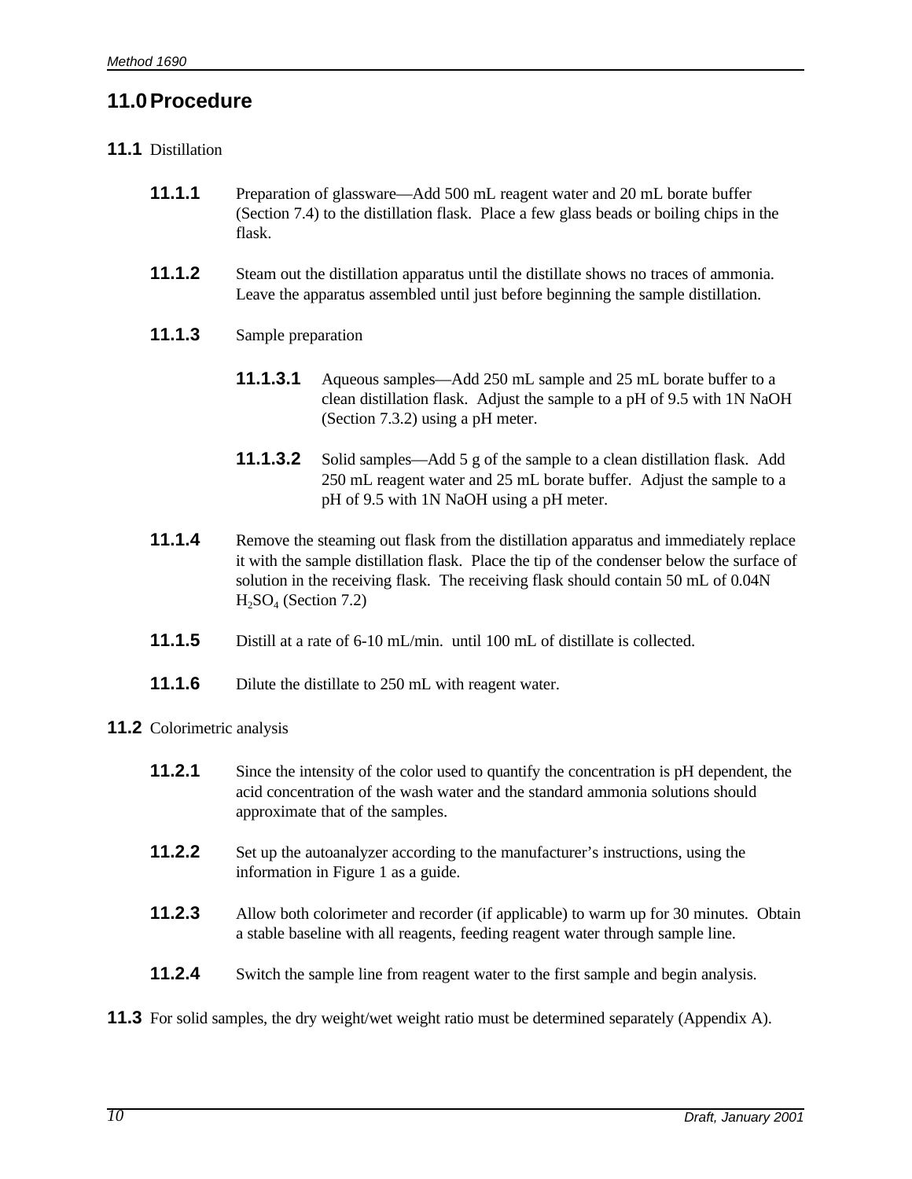## 11.0 Procedure

**11.1** Distillation

**11.1.1** Preparation of glassware—Add 500 mL reagent water and 20 mL borate buffer (Section 7.4) to the distillation flask. Place a few glass beads or boiling chips in the flask.

**11.1.2** Steam out the distillation apparatus until the distillate shows no traces of ammonia. Leave the apparatus assembled until just before beginning the sample distillation.

**11.1.3** Sample preparation

**11.1.3.1** Aqueous samples—Add 250 mL sample and 25 mL borate buffer to a clean distillation flask. Adjust the sample to a pH of 9.5 with 1N NaOH (Section 7.3.2) using a pH meter.

**11.1.3.2** Solid samples—Add 5 g of the sample to a clean distillation flask. Add 250 mL reagent water and 25 mL borate buffer. Adjust the sample to a pH of 9.5 with 1N NaOH using a pH meter.

**11.1.4** Remove the steaming out flask from the distillation apparatus and immediately replace it with the sample distillation flask. Place the tip of the condenser below the surface of solution in the receiving flask. The receiving flask should contain 50 mL of 0.04N $H_2SO_4$ (Section 7.2)

**11.1.5** Distill at a rate of 6-10 mL/min. until 100 mL of distillate is collected.

**11.1.6** Dilute the distillate to 250 mL with reagent water.

**11.2** Colorimetric analysis

**11.2.1** Since the intensity of the color used to quantify the concentration is pH dependent, the acid concentration of the wash water and the standard ammonia solutions should approximate that of the samples.

**11.2.2** Set up the autoanalyzer according to the manufacturer's instructions, using the information in Figure 1 as a guide.

**11.2.3** Allow both colorimeter and recorder (if applicable) to warm up for 30 minutes. Obtain a stable baseline with all reagents, feeding reagent water through sample line.

**11.2.4** Switch the sample line from reagent water to the first sample and begin analysis.

**11.3** For solid samples, the dry weight/wet weight ratio must be determined separately (Appendix A).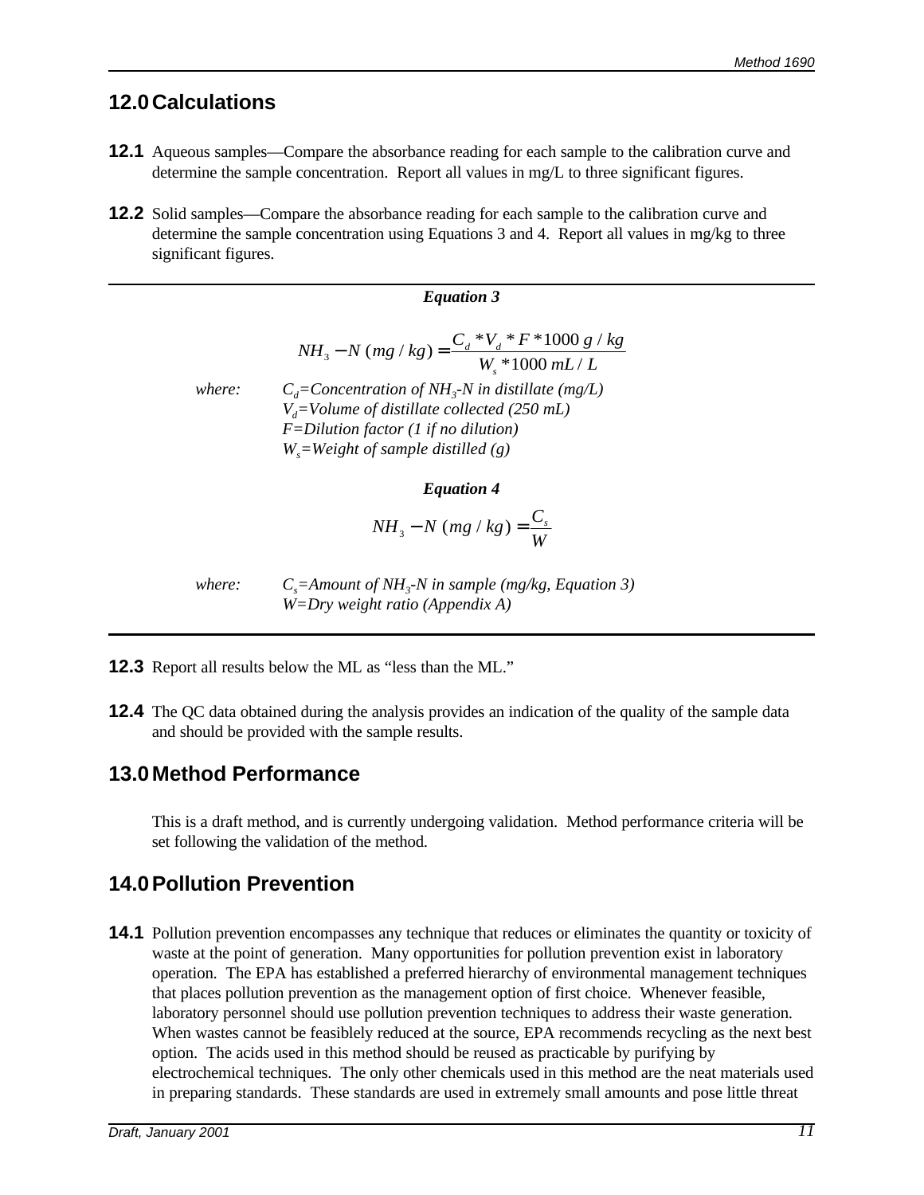## 12.0 Calculations

**12.1** Aqueous samples—Compare the absorbance reading for each sample to the calibration curve and determine the sample concentration. Report all values in mg/L to three significant figures.

**12.2** Solid samples—Compare the absorbance reading for each sample to the calibration curve and determine the sample concentration using Equations 3 and 4. Report all values in mg/kg to three significant figures.

***Equation 3***

$$NH_3 - N\ (mg/kg) = \frac{C_d * V_d * F * 1000\ g/kg}{W_s * 1000\ mL/L}$$

*where:* $C_d$ = *Concentration of* $NH_3$*-N in distillate (mg/L)*
$V_d$ = *Volume of distillate collected (250 mL)*
*F=Dilution factor (1 if no dilution)*
$W_s$ = *Weight of sample distilled (g)*

***Equation 4***

$$NH_3 - N\ (mg/kg) = \frac{C_s}{W}$$

*where:* $C_s$ = *Amount of* $NH_3$*-N in sample (mg/kg, Equation 3)*
*W=Dry weight ratio (Appendix A)*

**12.3** Report all results below the ML as "less than the ML."

**12.4** The QC data obtained during the analysis provides an indication of the quality of the sample data and should be provided with the sample results.

## 13.0 Method Performance

This is a draft method, and is currently undergoing validation. Method performance criteria will be set following the validation of the method.

## 14.0 Pollution Prevention

**14.1** Pollution prevention encompasses any technique that reduces or eliminates the quantity or toxicity of waste at the point of generation. Many opportunities for pollution prevention exist in laboratory operation. The EPA has established a preferred hierarchy of environmental management techniques that places pollution prevention as the management option of first choice. Whenever feasible, laboratory personnel should use pollution prevention techniques to address their waste generation. When wastes cannot be feasiblely reduced at the source, EPA recommends recycling as the next best option. The acids used in this method should be reused as practicable by purifying by electrochemical techniques. The only other chemicals used in this method are the neat materials used in preparing standards. These standards are used in extremely small amounts and pose little threat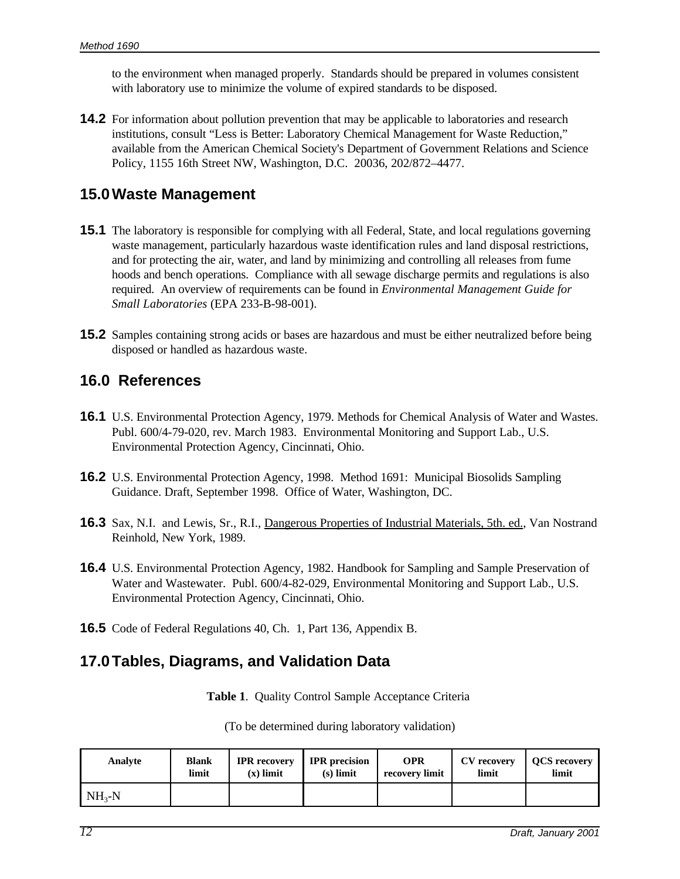to the environment when managed properly. Standards should be prepared in volumes consistent with laboratory use to minimize the volume of expired standards to be disposed.

**14.2** For information about pollution prevention that may be applicable to laboratories and research institutions, consult "Less is Better: Laboratory Chemical Management for Waste Reduction," available from the American Chemical Society's Department of Government Relations and Science Policy, 1155 16th Street NW, Washington, D.C. 20036, 202/872–4477.

## 15.0 Waste Management

**15.1** The laboratory is responsible for complying with all Federal, State, and local regulations governing waste management, particularly hazardous waste identification rules and land disposal restrictions, and for protecting the air, water, and land by minimizing and controlling all releases from fume hoods and bench operations. Compliance with all sewage discharge permits and regulations is also required. An overview of requirements can be found in *Environmental Management Guide for Small Laboratories* (EPA 233-B-98-001).

**15.2** Samples containing strong acids or bases are hazardous and must be either neutralized before being disposed or handled as hazardous waste.

## 16.0 References

**16.1** U.S. Environmental Protection Agency, 1979. Methods for Chemical Analysis of Water and Wastes. Publ. 600/4-79-020, rev. March 1983. Environmental Monitoring and Support Lab., U.S. Environmental Protection Agency, Cincinnati, Ohio.

**16.2** U.S. Environmental Protection Agency, 1998. Method 1691: Municipal Biosolids Sampling Guidance. Draft, September 1998. Office of Water, Washington, DC.

**16.3** Sax, N.I. and Lewis, Sr., R.I., Dangerous Properties of Industrial Materials, 5th. ed., Van Nostrand Reinhold, New York, 1989.

**16.4** U.S. Environmental Protection Agency, 1982. Handbook for Sampling and Sample Preservation of Water and Wastewater. Publ. 600/4-82-029, Environmental Monitoring and Support Lab., U.S. Environmental Protection Agency, Cincinnati, Ohio.

**16.5** Code of Federal Regulations 40, Ch. 1, Part 136, Appendix B.

## 17.0 Tables, Diagrams, and Validation Data

**Table 1**. Quality Control Sample Acceptance Criteria

(To be determined during laboratory validation)

| Analyte | Blank limit | IPR recovery (x) limit | IPR precision (s) limit | OPR recovery limit | CV recovery limit | QCS recovery limit |
|---|---|---|---|---|---|---|
| $NH_3$-N | | | | | | |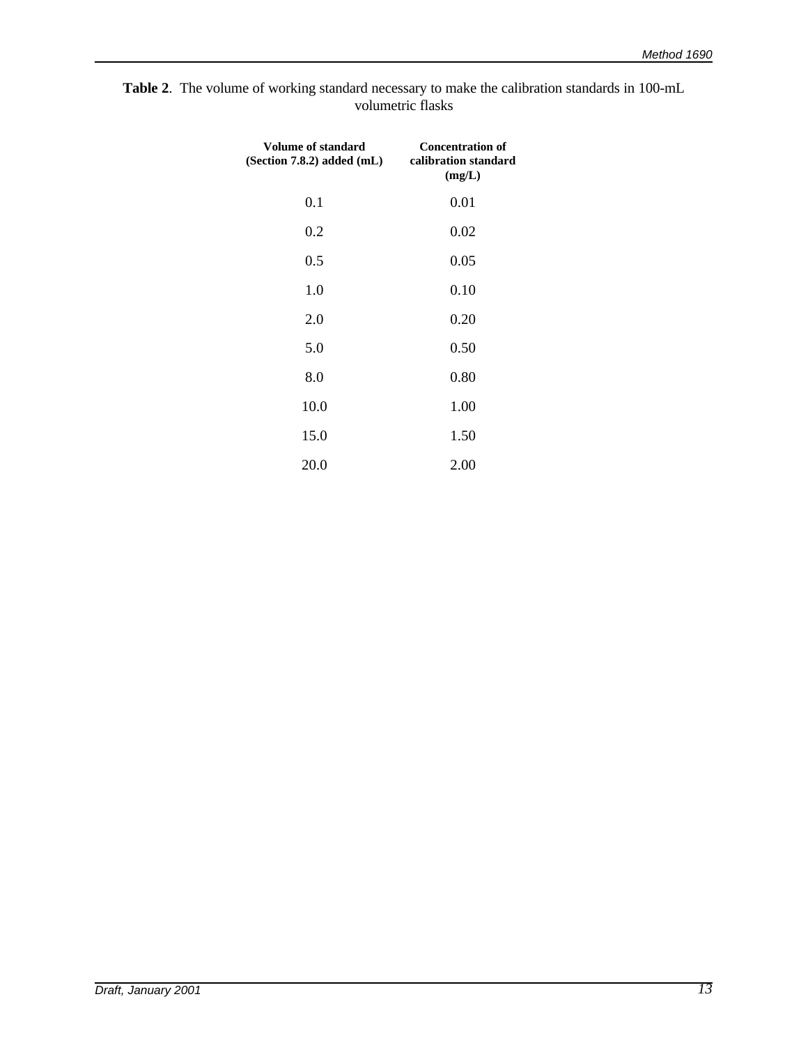**Table 2**. The volume of working standard necessary to make the calibration standards in 100-mL volumetric flasks

| Volume of standard (Section 7.8.2) added (mL) | Concentration of calibration standard (mg/L) |
|---|---|
| 0.1 | 0.01 |
| 0.2 | 0.02 |
| 0.5 | 0.05 |
| 1.0 | 0.10 |
| 2.0 | 0.20 |
| 5.0 | 0.50 |
| 8.0 | 0.80 |
| 10.0 | 1.00 |
| 15.0 | 1.50 |
| 20.0 | 2.00 |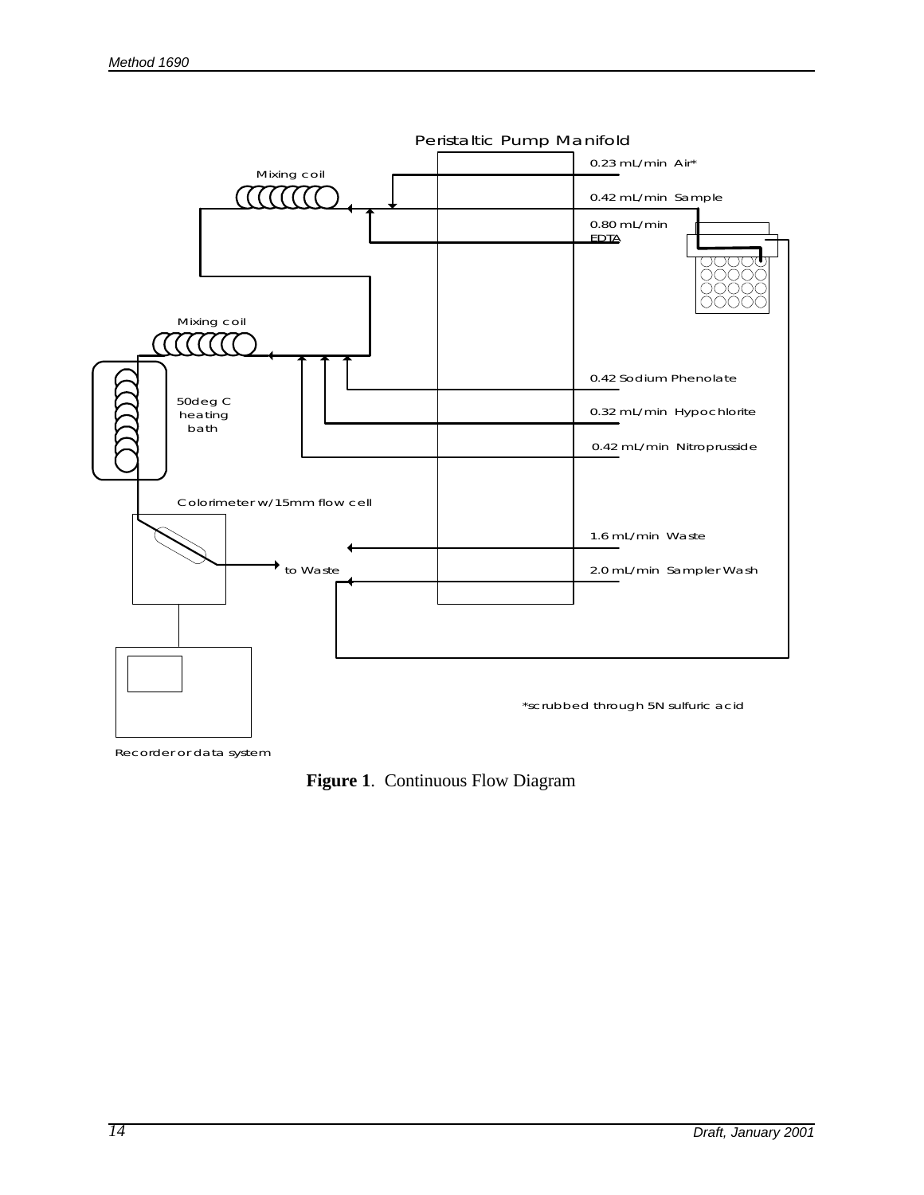Peristaltic Pump Manifold

0.23 mL/min Air*

0.42 mL/min Sample

0.80 mL/min EDTA

Mixing coil

Mixing coil

0.42 Sodium Phenolate

50deg C heating bath

0.32 mL/min Hypochlorite

0.42 mL/min Nitroprusside

Colorimeter w/15mm flow cell

1.6 mL/min Waste

to Waste

2.0 mL/min Sampler Wash

*scrubbed through 5N sulfuric acid

Recorder or data system

**Figure 1**. Continuous Flow Diagram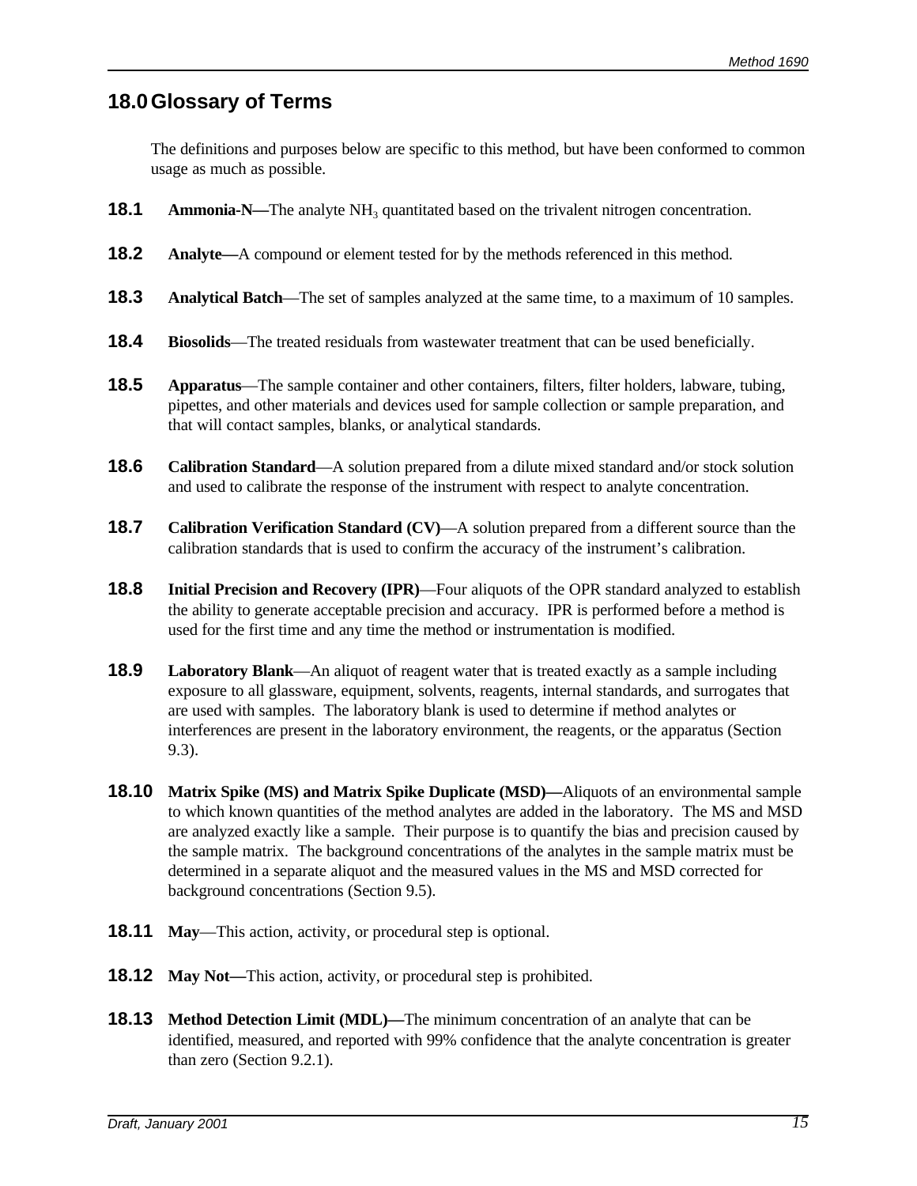## 18.0 Glossary of Terms

The definitions and purposes below are specific to this method, but have been conformed to common usage as much as possible.

**18.1** **Ammonia-N—**The analyte $NH_3$ quantitated based on the trivalent nitrogen concentration.

**18.2** **Analyte—**A compound or element tested for by the methods referenced in this method.

**18.3** **Analytical Batch**—The set of samples analyzed at the same time, to a maximum of 10 samples.

**18.4** **Biosolids**—The treated residuals from wastewater treatment that can be used beneficially.

**18.5** **Apparatus**—The sample container and other containers, filters, filter holders, labware, tubing, pipettes, and other materials and devices used for sample collection or sample preparation, and that will contact samples, blanks, or analytical standards.

**18.6** **Calibration Standard**—A solution prepared from a dilute mixed standard and/or stock solution and used to calibrate the response of the instrument with respect to analyte concentration.

**18.7** **Calibration Verification Standard (CV)**—A solution prepared from a different source than the calibration standards that is used to confirm the accuracy of the instrument's calibration.

**18.8** **Initial Precision and Recovery (IPR)**—Four aliquots of the OPR standard analyzed to establish the ability to generate acceptable precision and accuracy. IPR is performed before a method is used for the first time and any time the method or instrumentation is modified.

**18.9** **Laboratory Blank**—An aliquot of reagent water that is treated exactly as a sample including exposure to all glassware, equipment, solvents, reagents, internal standards, and surrogates that are used with samples. The laboratory blank is used to determine if method analytes or interferences are present in the laboratory environment, the reagents, or the apparatus (Section 9.3).

**18.10** **Matrix Spike (MS) and Matrix Spike Duplicate (MSD)—**Aliquots of an environmental sample to which known quantities of the method analytes are added in the laboratory. The MS and MSD are analyzed exactly like a sample. Their purpose is to quantify the bias and precision caused by the sample matrix. The background concentrations of the analytes in the sample matrix must be determined in a separate aliquot and the measured values in the MS and MSD corrected for background concentrations (Section 9.5).

**18.11** **May**—This action, activity, or procedural step is optional.

**18.12** **May Not—**This action, activity, or procedural step is prohibited.

**18.13** **Method Detection Limit (MDL)—**The minimum concentration of an analyte that can be identified, measured, and reported with 99% confidence that the analyte concentration is greater than zero (Section 9.2.1).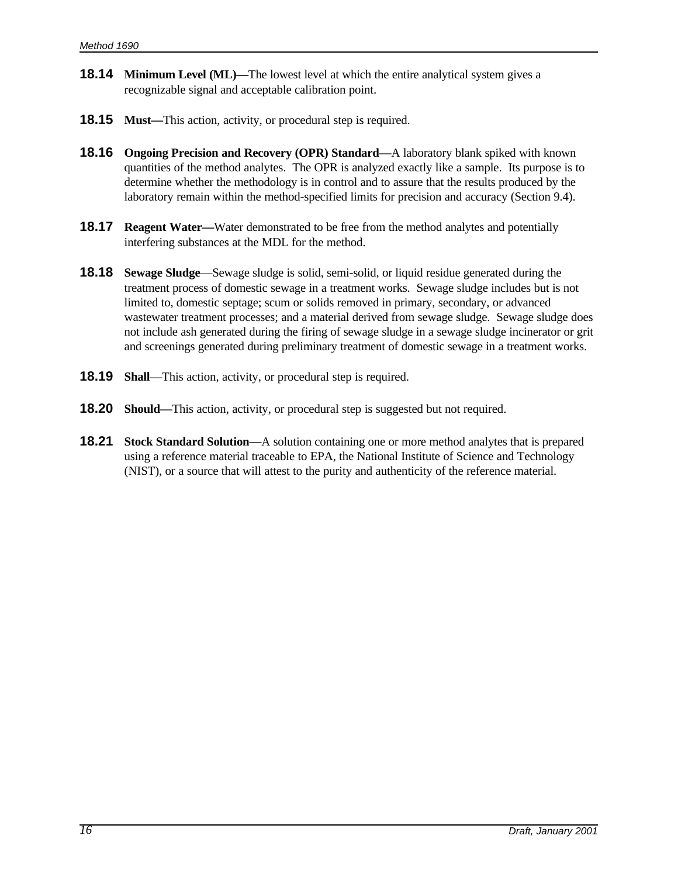**18.14** **Minimum Level (ML)—**The lowest level at which the entire analytical system gives a recognizable signal and acceptable calibration point.

**18.15** **Must—**This action, activity, or procedural step is required.

**18.16** **Ongoing Precision and Recovery (OPR) Standard—**A laboratory blank spiked with known quantities of the method analytes. The OPR is analyzed exactly like a sample. Its purpose is to determine whether the methodology is in control and to assure that the results produced by the laboratory remain within the method-specified limits for precision and accuracy (Section 9.4).

**18.17** **Reagent Water—**Water demonstrated to be free from the method analytes and potentially interfering substances at the MDL for the method.

**18.18** **Sewage Sludge**—Sewage sludge is solid, semi-solid, or liquid residue generated during the treatment process of domestic sewage in a treatment works. Sewage sludge includes but is not limited to, domestic septage; scum or solids removed in primary, secondary, or advanced wastewater treatment processes; and a material derived from sewage sludge. Sewage sludge does not include ash generated during the firing of sewage sludge in a sewage sludge incinerator or grit and screenings generated during preliminary treatment of domestic sewage in a treatment works.

**18.19** **Shall**—This action, activity, or procedural step is required.

**18.20** **Should—**This action, activity, or procedural step is suggested but not required.

**18.21** **Stock Standard Solution—**A solution containing one or more method analytes that is prepared using a reference material traceable to EPA, the National Institute of Science and Technology (NIST), or a source that will attest to the purity and authenticity of the reference material.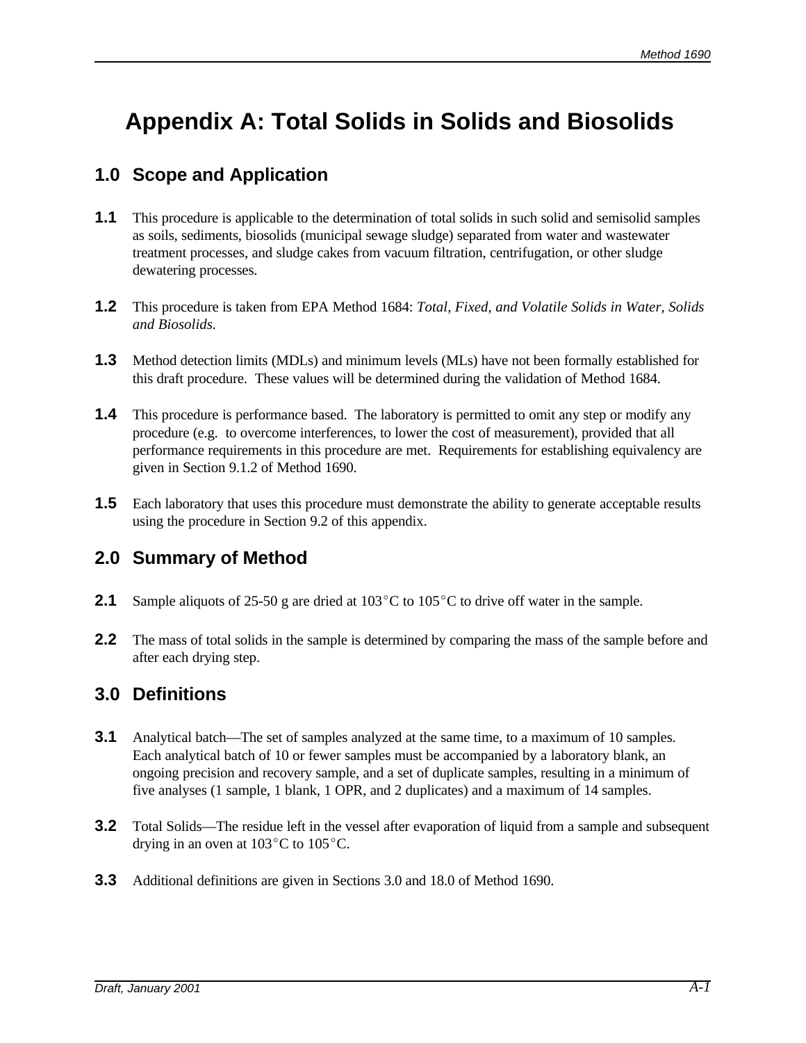# Appendix A: Total Solids in Solids and Biosolids

## 1.0 Scope and Application

**1.1** This procedure is applicable to the determination of total solids in such solid and semisolid samples as soils, sediments, biosolids (municipal sewage sludge) separated from water and wastewater treatment processes, and sludge cakes from vacuum filtration, centrifugation, or other sludge dewatering processes.

**1.2** This procedure is taken from EPA Method 1684: *Total, Fixed, and Volatile Solids in Water, Solids and Biosolids.*

**1.3** Method detection limits (MDLs) and minimum levels (MLs) have not been formally established for this draft procedure. These values will be determined during the validation of Method 1684.

**1.4** This procedure is performance based. The laboratory is permitted to omit any step or modify any procedure (e.g. to overcome interferences, to lower the cost of measurement), provided that all performance requirements in this procedure are met. Requirements for establishing equivalency are given in Section 9.1.2 of Method 1690.

**1.5** Each laboratory that uses this procedure must demonstrate the ability to generate acceptable results using the procedure in Section 9.2 of this appendix.

## 2.0 Summary of Method

**2.1** Sample aliquots of 25-50 g are dried at 103°C to 105°C to drive off water in the sample.

**2.2** The mass of total solids in the sample is determined by comparing the mass of the sample before and after each drying step.

## 3.0 Definitions

**3.1** Analytical batch—The set of samples analyzed at the same time, to a maximum of 10 samples. Each analytical batch of 10 or fewer samples must be accompanied by a laboratory blank, an ongoing precision and recovery sample, and a set of duplicate samples, resulting in a minimum of five analyses (1 sample, 1 blank, 1 OPR, and 2 duplicates) and a maximum of 14 samples.

**3.2** Total Solids—The residue left in the vessel after evaporation of liquid from a sample and subsequent drying in an oven at 103°C to 105°C.

**3.3** Additional definitions are given in Sections 3.0 and 18.0 of Method 1690.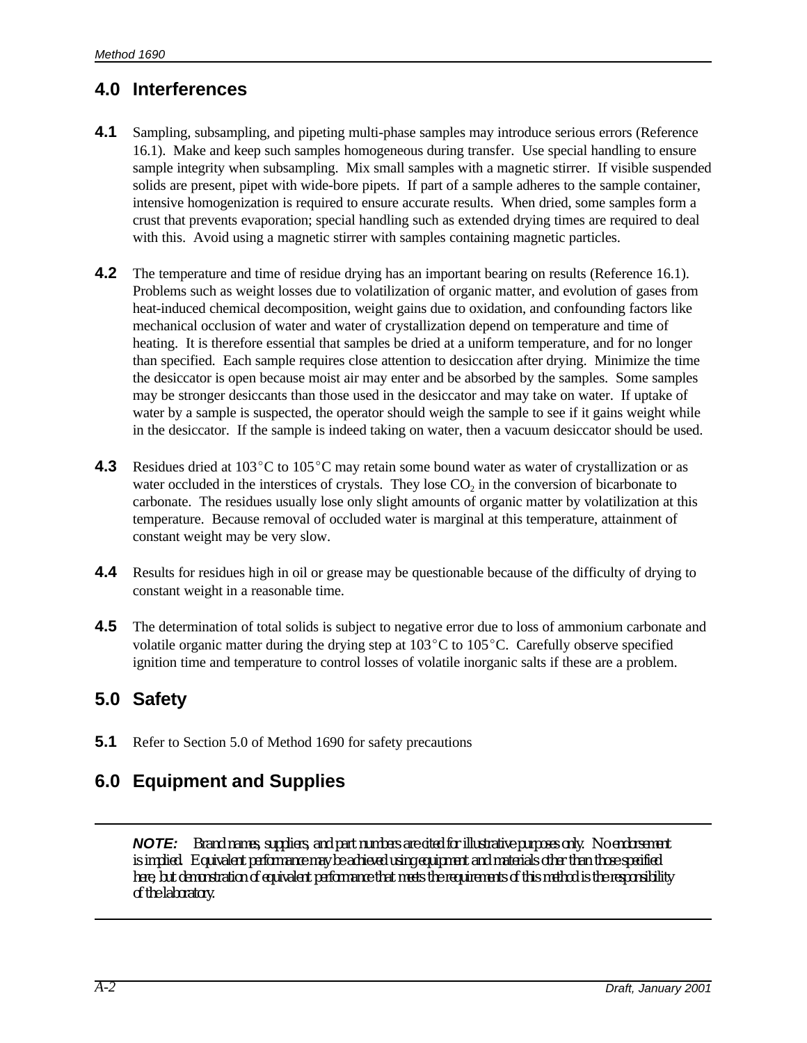## 4.0 Interferences

**4.1** Sampling, subsampling, and pipeting multi-phase samples may introduce serious errors (Reference 16.1). Make and keep such samples homogeneous during transfer. Use special handling to ensure sample integrity when subsampling. Mix small samples with a magnetic stirrer. If visible suspended solids are present, pipet with wide-bore pipets. If part of a sample adheres to the sample container, intensive homogenization is required to ensure accurate results. When dried, some samples form a crust that prevents evaporation; special handling such as extended drying times are required to deal with this. Avoid using a magnetic stirrer with samples containing magnetic particles.

**4.2** The temperature and time of residue drying has an important bearing on results (Reference 16.1). Problems such as weight losses due to volatilization of organic matter, and evolution of gases from heat-induced chemical decomposition, weight gains due to oxidation, and confounding factors like mechanical occlusion of water and water of crystallization depend on temperature and time of heating. It is therefore essential that samples be dried at a uniform temperature, and for no longer than specified. Each sample requires close attention to desiccation after drying. Minimize the time the desiccator is open because moist air may enter and be absorbed by the samples. Some samples may be stronger desiccants than those used in the desiccator and may take on water. If uptake of water by a sample is suspected, the operator should weigh the sample to see if it gains weight while in the desiccator. If the sample is indeed taking on water, then a vacuum desiccator should be used.

**4.3** Residues dried at 103°C to 105°C may retain some bound water as water of crystallization or as water occluded in the interstices of crystals. They lose $CO_2$ in the conversion of bicarbonate to carbonate. The residues usually lose only slight amounts of organic matter by volatilization at this temperature. Because removal of occluded water is marginal at this temperature, attainment of constant weight may be very slow.

**4.4** Results for residues high in oil or grease may be questionable because of the difficulty of drying to constant weight in a reasonable time.

**4.5** The determination of total solids is subject to negative error due to loss of ammonium carbonate and volatile organic matter during the drying step at 103°C to 105°C. Carefully observe specified ignition time and temperature to control losses of volatile inorganic salts if these are a problem.

## 5.0 Safety

**5.1** Refer to Section 5.0 of Method 1690 for safety precautions

## 6.0 Equipment and Supplies

***NOTE:*** *Brand names, suppliers, and part numbers are cited for illustrative purposes only. No endorsement is implied. Equivalent performance may be achieved using equipment and materials other than those specified here, but demonstration of equivalent performance that meets the requirements of this method is the responsibility of the laboratory.*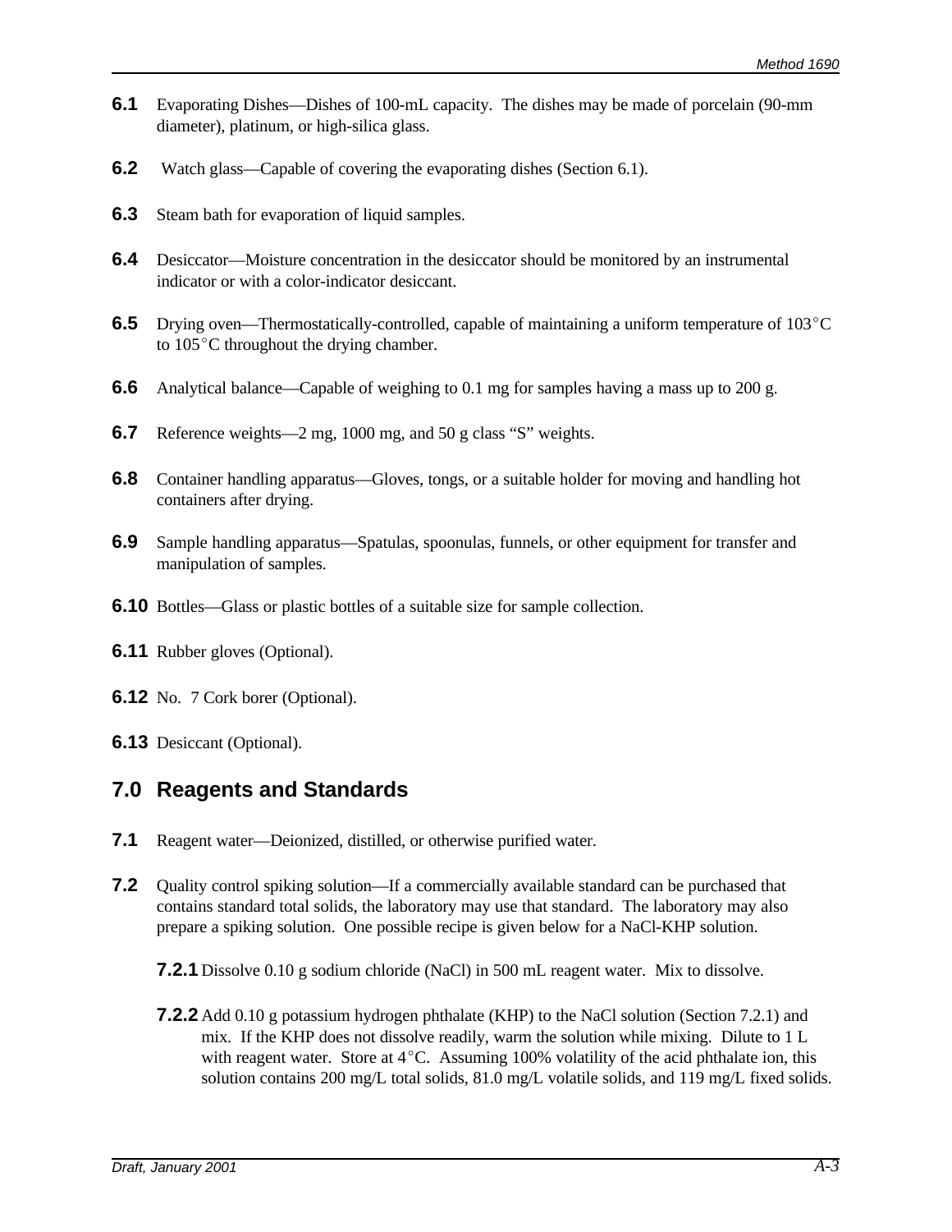**6.1** Evaporating Dishes—Dishes of 100-mL capacity. The dishes may be made of porcelain (90-mm diameter), platinum, or high-silica glass.

**6.2** Watch glass—Capable of covering the evaporating dishes (Section 6.1).

**6.3** Steam bath for evaporation of liquid samples.

**6.4** Desiccator—Moisture concentration in the desiccator should be monitored by an instrumental indicator or with a color-indicator desiccant.

**6.5** Drying oven—Thermostatically-controlled, capable of maintaining a uniform temperature of 103°C to 105°C throughout the drying chamber.

**6.6** Analytical balance—Capable of weighing to 0.1 mg for samples having a mass up to 200 g.

**6.7** Reference weights—2 mg, 1000 mg, and 50 g class "S" weights.

**6.8** Container handling apparatus—Gloves, tongs, or a suitable holder for moving and handling hot containers after drying.

**6.9** Sample handling apparatus—Spatulas, spoonulas, funnels, or other equipment for transfer and manipulation of samples.

**6.10** Bottles—Glass or plastic bottles of a suitable size for sample collection.

**6.11** Rubber gloves (Optional).

**6.12** No. 7 Cork borer (Optional).

**6.13** Desiccant (Optional).

## 7.0 Reagents and Standards

**7.1** Reagent water—Deionized, distilled, or otherwise purified water.

**7.2** Quality control spiking solution—If a commercially available standard can be purchased that contains standard total solids, the laboratory may use that standard. The laboratory may also prepare a spiking solution. One possible recipe is given below for a NaCl-KHP solution.

**7.2.1** Dissolve 0.10 g sodium chloride (NaCl) in 500 mL reagent water. Mix to dissolve.

**7.2.2** Add 0.10 g potassium hydrogen phthalate (KHP) to the NaCl solution (Section 7.2.1) and mix. If the KHP does not dissolve readily, warm the solution while mixing. Dilute to 1 L with reagent water. Store at 4°C. Assuming 100% volatility of the acid phthalate ion, this solution contains 200 mg/L total solids, 81.0 mg/L volatile solids, and 119 mg/L fixed solids.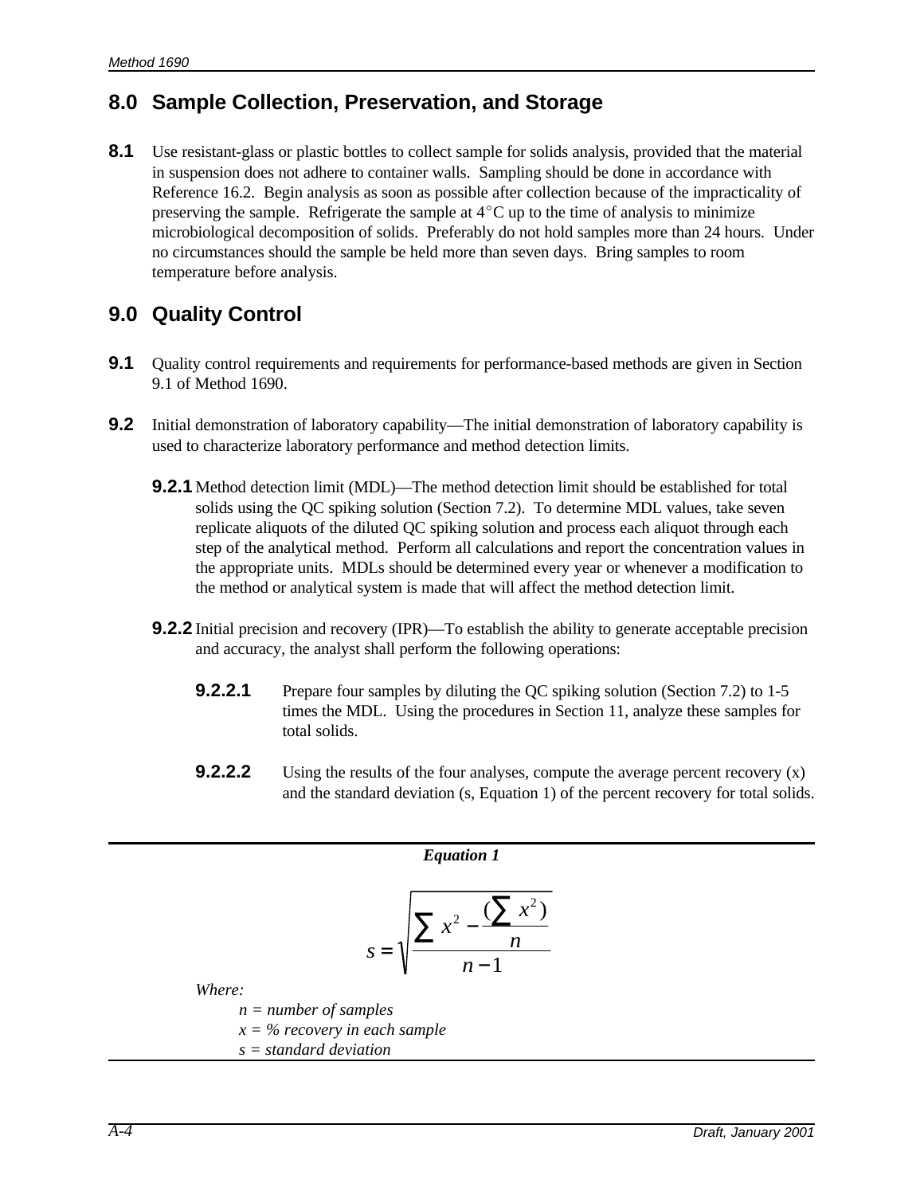## 8.0 Sample Collection, Preservation, and Storage

**8.1** Use resistant-glass or plastic bottles to collect sample for solids analysis, provided that the material in suspension does not adhere to container walls. Sampling should be done in accordance with Reference 16.2. Begin analysis as soon as possible after collection because of the impracticality of preserving the sample. Refrigerate the sample at 4°C up to the time of analysis to minimize microbiological decomposition of solids. Preferably do not hold samples more than 24 hours. Under no circumstances should the sample be held more than seven days. Bring samples to room temperature before analysis.

## 9.0 Quality Control

**9.1** Quality control requirements and requirements for performance-based methods are given in Section 9.1 of Method 1690.

**9.2** Initial demonstration of laboratory capability—The initial demonstration of laboratory capability is used to characterize laboratory performance and method detection limits.

**9.2.1** Method detection limit (MDL)—The method detection limit should be established for total solids using the QC spiking solution (Section 7.2). To determine MDL values, take seven replicate aliquots of the diluted QC spiking solution and process each aliquot through each step of the analytical method. Perform all calculations and report the concentration values in the appropriate units. MDLs should be determined every year or whenever a modification to the method or analytical system is made that will affect the method detection limit.

**9.2.2** Initial precision and recovery (IPR)—To establish the ability to generate acceptable precision and accuracy, the analyst shall perform the following operations:

**9.2.2.1** Prepare four samples by diluting the QC spiking solution (Section 7.2) to 1-5 times the MDL. Using the procedures in Section 11, analyze these samples for total solids.

**9.2.2.2** Using the results of the four analyses, compute the average percent recovery (x) and the standard deviation (s, Equation 1) of the percent recovery for total solids.

***Equation 1***

$$s = \sqrt{\frac{\sum x^2 - \frac{(\sum x^2)}{n}}{n-1}}$$

*Where:*

*n = number of samples*
*x = % recovery in each sample*
*s = standard deviation*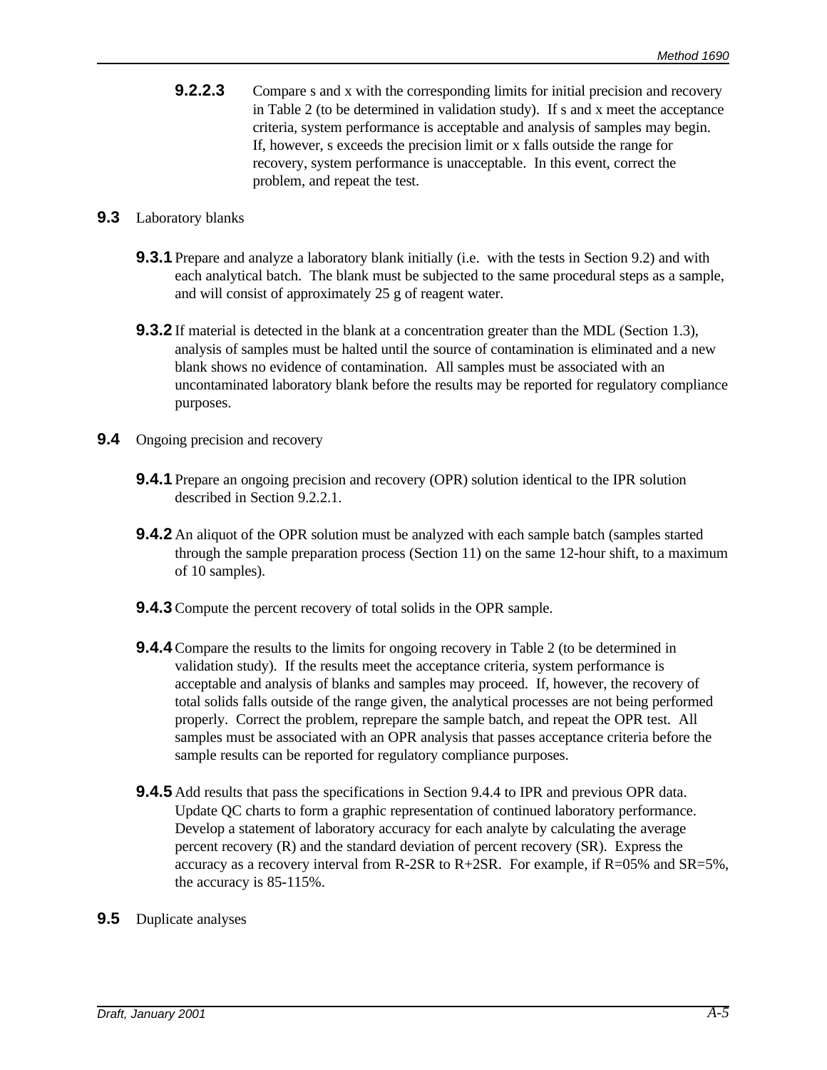**9.2.2.3** Compare s and x with the corresponding limits for initial precision and recovery in Table 2 (to be determined in validation study). If s and x meet the acceptance criteria, system performance is acceptable and analysis of samples may begin. If, however, s exceeds the precision limit or x falls outside the range for recovery, system performance is unacceptable. In this event, correct the problem, and repeat the test.

**9.3** Laboratory blanks

**9.3.1** Prepare and analyze a laboratory blank initially (i.e. with the tests in Section 9.2) and with each analytical batch. The blank must be subjected to the same procedural steps as a sample, and will consist of approximately 25 g of reagent water.

**9.3.2** If material is detected in the blank at a concentration greater than the MDL (Section 1.3), analysis of samples must be halted until the source of contamination is eliminated and a new blank shows no evidence of contamination. All samples must be associated with an uncontaminated laboratory blank before the results may be reported for regulatory compliance purposes.

**9.4** Ongoing precision and recovery

**9.4.1** Prepare an ongoing precision and recovery (OPR) solution identical to the IPR solution described in Section 9.2.2.1.

**9.4.2** An aliquot of the OPR solution must be analyzed with each sample batch (samples started through the sample preparation process (Section 11) on the same 12-hour shift, to a maximum of 10 samples).

**9.4.3** Compute the percent recovery of total solids in the OPR sample.

**9.4.4** Compare the results to the limits for ongoing recovery in Table 2 (to be determined in validation study). If the results meet the acceptance criteria, system performance is acceptable and analysis of blanks and samples may proceed. If, however, the recovery of total solids falls outside of the range given, the analytical processes are not being performed properly. Correct the problem, reprepare the sample batch, and repeat the OPR test. All samples must be associated with an OPR analysis that passes acceptance criteria before the sample results can be reported for regulatory compliance purposes.

**9.4.5** Add results that pass the specifications in Section 9.4.4 to IPR and previous OPR data. Update QC charts to form a graphic representation of continued laboratory performance. Develop a statement of laboratory accuracy for each analyte by calculating the average percent recovery (R) and the standard deviation of percent recovery (SR). Express the accuracy as a recovery interval from R-2SR to R+2SR. For example, if R=05% and SR=5%, the accuracy is 85-115%.

**9.5** Duplicate analyses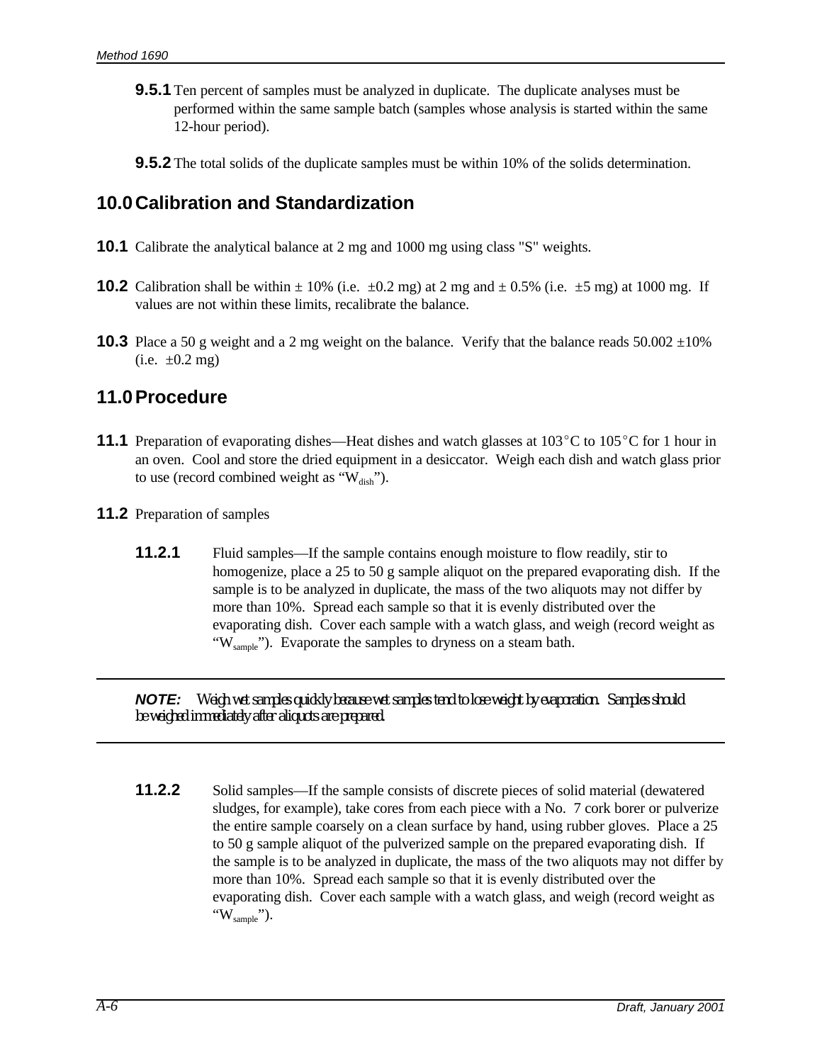**9.5.1** Ten percent of samples must be analyzed in duplicate. The duplicate analyses must be performed within the same sample batch (samples whose analysis is started within the same 12-hour period).

**9.5.2** The total solids of the duplicate samples must be within 10% of the solids determination.

## 10.0 Calibration and Standardization

**10.1** Calibrate the analytical balance at 2 mg and 1000 mg using class "S" weights.

**10.2** Calibration shall be within ± 10% (i.e. ±0.2 mg) at 2 mg and ± 0.5% (i.e. ±5 mg) at 1000 mg. If values are not within these limits, recalibrate the balance.

**10.3** Place a 50 g weight and a 2 mg weight on the balance. Verify that the balance reads 50.002 ±10% (i.e. ±0.2 mg)

## 11.0 Procedure

**11.1** Preparation of evaporating dishes—Heat dishes and watch glasses at 103°C to 105°C for 1 hour in an oven. Cool and store the dried equipment in a desiccator. Weigh each dish and watch glass prior to use (record combined weight as "$W_{dish}$").

**11.2** Preparation of samples

**11.2.1** Fluid samples—If the sample contains enough moisture to flow readily, stir to homogenize, place a 25 to 50 g sample aliquot on the prepared evaporating dish. If the sample is to be analyzed in duplicate, the mass of the two aliquots may not differ by more than 10%. Spread each sample so that it is evenly distributed over the evaporating dish. Cover each sample with a watch glass, and weigh (record weight as "$W_{sample}$"). Evaporate the samples to dryness on a steam bath.

---

***NOTE:*** *Weigh wet samples quickly because wet samples tend to lose weight by evaporation. Samples should be weighed immediately after aliquots are prepared.*

---

**11.2.2** Solid samples—If the sample consists of discrete pieces of solid material (dewatered sludges, for example), take cores from each piece with a No. 7 cork borer or pulverize the entire sample coarsely on a clean surface by hand, using rubber gloves. Place a 25 to 50 g sample aliquot of the pulverized sample on the prepared evaporating dish. If the sample is to be analyzed in duplicate, the mass of the two aliquots may not differ by more than 10%. Spread each sample so that it is evenly distributed over the evaporating dish. Cover each sample with a watch glass, and weigh (record weight as "$W_{sample}$").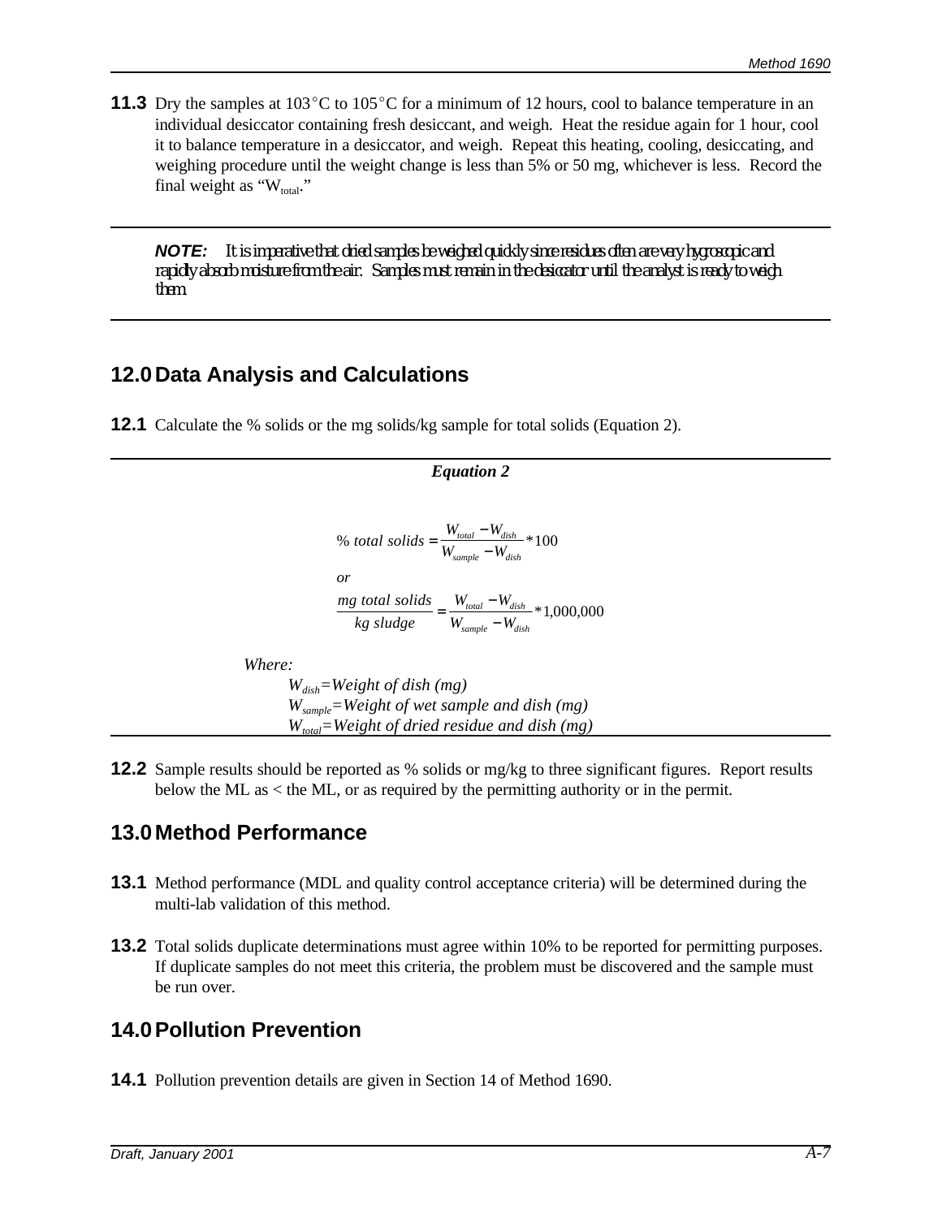**11.3** Dry the samples at 103°C to 105°C for a minimum of 12 hours, cool to balance temperature in an individual desiccator containing fresh desiccant, and weigh. Heat the residue again for 1 hour, cool it to balance temperature in a desiccator, and weigh. Repeat this heating, cooling, desiccating, and weighing procedure until the weight change is less than 5% or 50 mg, whichever is less. Record the final weight as "$W_{total}$."

---

***NOTE:*** It is imperative that dried samples be weighed quickly since residues often are very hygroscopic and rapidly absorb moisture from the air. Samples must remain in the desiccator until the analyst is ready to weigh them.

---

## 12.0 Data Analysis and Calculations

**12.1** Calculate the % solids or the mg solids/kg sample for total solids (Equation 2).

---

***Equation 2***

$$\%\ total\ solids = \frac{W_{total} - W_{dish}}{W_{sample} - W_{dish}} * 100$$

*or*

$$\frac{mg\ total\ solids}{kg\ sludge} = \frac{W_{total} - W_{dish}}{W_{sample} - W_{dish}} * 1{,}000{,}000$$

*Where:*

*$W_{dish}$=Weight of dish (mg)*
*$W_{sample}$=Weight of wet sample and dish (mg)*
*$W_{total}$=Weight of dried residue and dish (mg)*

---

**12.2** Sample results should be reported as % solids or mg/kg to three significant figures. Report results below the ML as < the ML, or as required by the permitting authority or in the permit.

## 13.0 Method Performance

**13.1** Method performance (MDL and quality control acceptance criteria) will be determined during the multi-lab validation of this method.

**13.2** Total solids duplicate determinations must agree within 10% to be reported for permitting purposes. If duplicate samples do not meet this criteria, the problem must be discovered and the sample must be run over.

## 14.0 Pollution Prevention

**14.1** Pollution prevention details are given in Section 14 of Method 1690.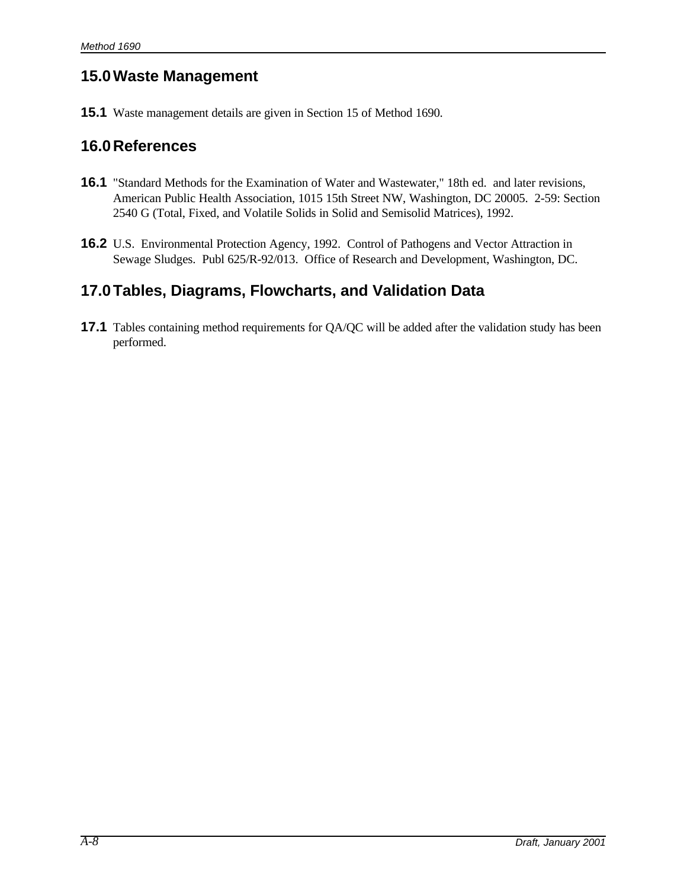## 15.0 Waste Management

**15.1** Waste management details are given in Section 15 of Method 1690.

## 16.0 References

**16.1** "Standard Methods for the Examination of Water and Wastewater," 18th ed. and later revisions, American Public Health Association, 1015 15th Street NW, Washington, DC 20005. 2-59: Section 2540 G (Total, Fixed, and Volatile Solids in Solid and Semisolid Matrices), 1992.

**16.2** U.S. Environmental Protection Agency, 1992. Control of Pathogens and Vector Attraction in Sewage Sludges. Publ 625/R-92/013. Office of Research and Development, Washington, DC.

## 17.0 Tables, Diagrams, Flowcharts, and Validation Data

**17.1** Tables containing method requirements for QA/QC will be added after the validation study has been performed.